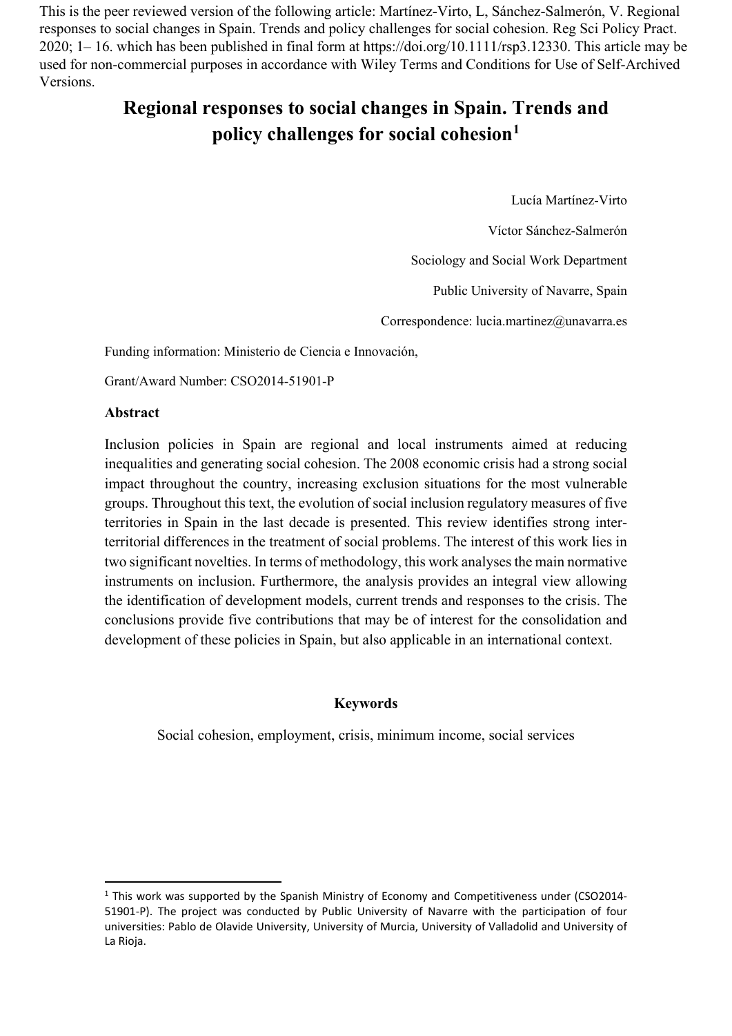This is the peer reviewed version of the following article: Martínez-Virto, L, Sánchez-Salmerón, V. Regional responses to social changes in Spain. Trends and policy challenges for social cohesion. Reg Sci Policy Pract. 2020; 1– 16. which has been published in final form at https://doi.org/10.1111/rsp3.12330. This article may be used for non-commercial purposes in accordance with Wiley Terms and Conditions for Use of Self-Archived Versions.

# Regional responses to social changes in Spain. Trends and policy challenges for social cohesion[1]

Lucía Martínez-Virto

Víctor Sánchez-Salmerón

Sociology and Social Work Department

Public University of Navarre, Spain

Correspondence: lucia.martinez@unavarra.es

Funding information: Ministerio de Ciencia e Innovación,

Grant/Award Number: CSO2014-51901-P

## Abstract

Inclusion policies in Spain are regional and local instruments aimed at reducing inequalities and generating social cohesion. The 2008 economic crisis had a strong social impact throughout the country, increasing exclusion situations for the most vulnerable groups. Throughout this text, the evolution of social inclusion regulatory measures of five territories in Spain in the last decade is presented. This review identifies strong inter-territorial differences in the treatment of social problems. The interest of this work lies in two significant novelties. In terms of methodology, this work analyses the main normative instruments on inclusion. Furthermore, the analysis provides an integral view allowing the identification of development models, current trends and responses to the crisis. The conclusions provide five contributions that may be of interest for the consolidation and development of these policies in Spain, but also applicable in an international context.

**Keywords**

Social cohesion, employment, crisis, minimum income, social services

---

[1] This work was supported by the Spanish Ministry of Economy and Competitiveness under (CSO2014-51901-P). The project was conducted by Public University of Navarre with the participation of four universities: Pablo de Olavide University, University of Murcia, University of Valladolid and University of La Rioja.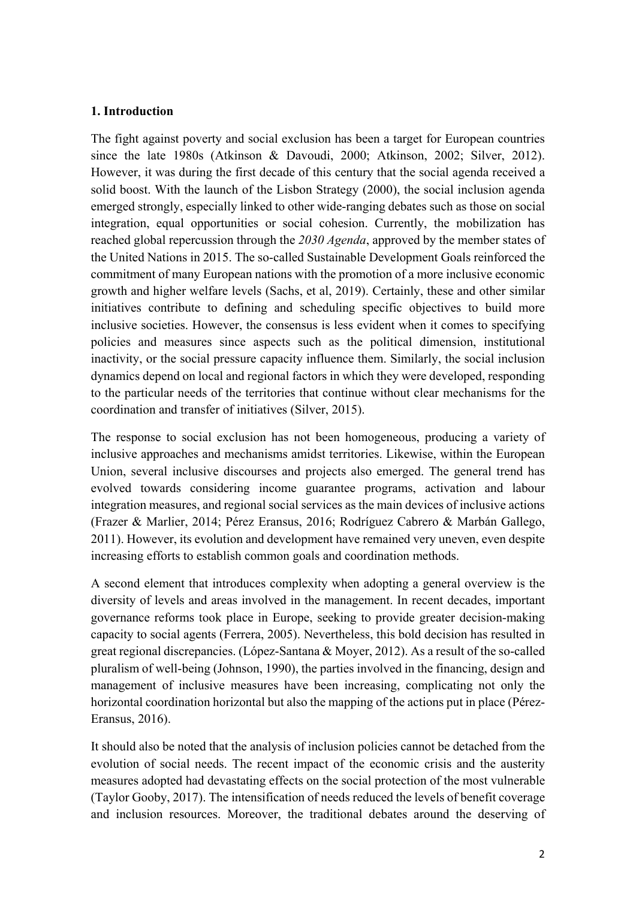## 1. Introduction

The fight against poverty and social exclusion has been a target for European countries since the late 1980s (Atkinson & Davoudi, 2000; Atkinson, 2002; Silver, 2012). However, it was during the first decade of this century that the social agenda received a solid boost. With the launch of the Lisbon Strategy (2000), the social inclusion agenda emerged strongly, especially linked to other wide-ranging debates such as those on social integration, equal opportunities or social cohesion. Currently, the mobilization has reached global repercussion through the *2030 Agenda*, approved by the member states of the United Nations in 2015. The so-called Sustainable Development Goals reinforced the commitment of many European nations with the promotion of a more inclusive economic growth and higher welfare levels (Sachs, et al, 2019). Certainly, these and other similar initiatives contribute to defining and scheduling specific objectives to build more inclusive societies. However, the consensus is less evident when it comes to specifying policies and measures since aspects such as the political dimension, institutional inactivity, or the social pressure capacity influence them. Similarly, the social inclusion dynamics depend on local and regional factors in which they were developed, responding to the particular needs of the territories that continue without clear mechanisms for the coordination and transfer of initiatives (Silver, 2015).

The response to social exclusion has not been homogeneous, producing a variety of inclusive approaches and mechanisms amidst territories. Likewise, within the European Union, several inclusive discourses and projects also emerged. The general trend has evolved towards considering income guarantee programs, activation and labour integration measures, and regional social services as the main devices of inclusive actions (Frazer & Marlier, 2014; Pérez Eransus, 2016; Rodríguez Cabrero & Marbán Gallego, 2011). However, its evolution and development have remained very uneven, even despite increasing efforts to establish common goals and coordination methods.

A second element that introduces complexity when adopting a general overview is the diversity of levels and areas involved in the management. In recent decades, important governance reforms took place in Europe, seeking to provide greater decision-making capacity to social agents (Ferrera, 2005). Nevertheless, this bold decision has resulted in great regional discrepancies. (López-Santana & Moyer, 2012). As a result of the so-called pluralism of well-being (Johnson, 1990), the parties involved in the financing, design and management of inclusive measures have been increasing, complicating not only the horizontal coordination horizontal but also the mapping of the actions put in place (Pérez-Eransus, 2016).

It should also be noted that the analysis of inclusion policies cannot be detached from the evolution of social needs. The recent impact of the economic crisis and the austerity measures adopted had devastating effects on the social protection of the most vulnerable (Taylor Gooby, 2017). The intensification of needs reduced the levels of benefit coverage and inclusion resources. Moreover, the traditional debates around the deserving of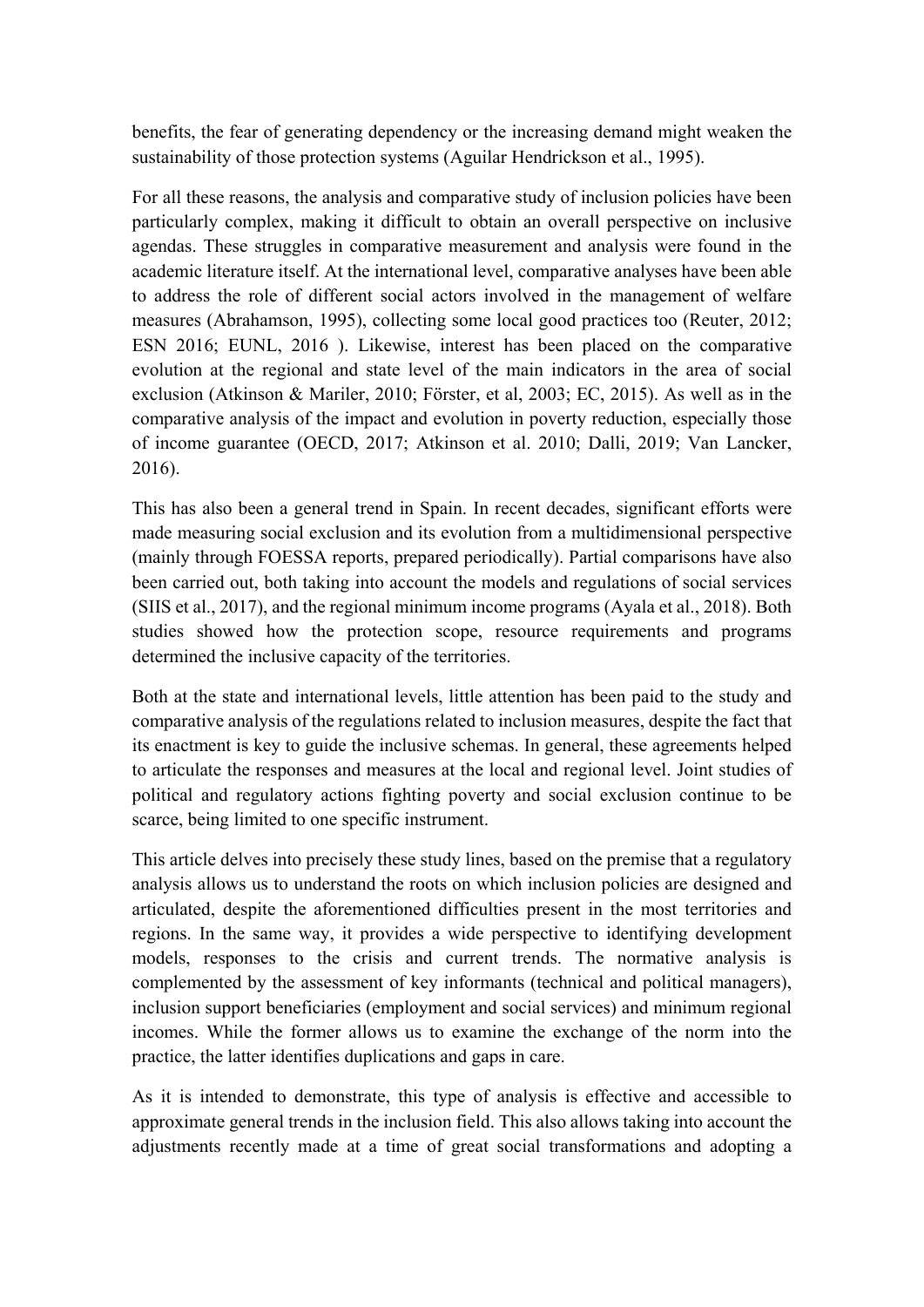benefits, the fear of generating dependency or the increasing demand might weaken the sustainability of those protection systems (Aguilar Hendrickson et al., 1995).

For all these reasons, the analysis and comparative study of inclusion policies have been particularly complex, making it difficult to obtain an overall perspective on inclusive agendas. These struggles in comparative measurement and analysis were found in the academic literature itself. At the international level, comparative analyses have been able to address the role of different social actors involved in the management of welfare measures (Abrahamson, 1995), collecting some local good practices too (Reuter, 2012; ESN 2016; EUNL, 2016 ). Likewise, interest has been placed on the comparative evolution at the regional and state level of the main indicators in the area of social exclusion (Atkinson & Mariler, 2010; Förster, et al, 2003; EC, 2015). As well as in the comparative analysis of the impact and evolution in poverty reduction, especially those of income guarantee (OECD, 2017; Atkinson et al. 2010; Dalli, 2019; Van Lancker, 2016).

This has also been a general trend in Spain. In recent decades, significant efforts were made measuring social exclusion and its evolution from a multidimensional perspective (mainly through FOESSA reports, prepared periodically). Partial comparisons have also been carried out, both taking into account the models and regulations of social services (SIIS et al., 2017), and the regional minimum income programs (Ayala et al., 2018). Both studies showed how the protection scope, resource requirements and programs determined the inclusive capacity of the territories.

Both at the state and international levels, little attention has been paid to the study and comparative analysis of the regulations related to inclusion measures, despite the fact that its enactment is key to guide the inclusive schemas. In general, these agreements helped to articulate the responses and measures at the local and regional level. Joint studies of political and regulatory actions fighting poverty and social exclusion continue to be scarce, being limited to one specific instrument.

This article delves into precisely these study lines, based on the premise that a regulatory analysis allows us to understand the roots on which inclusion policies are designed and articulated, despite the aforementioned difficulties present in the most territories and regions. In the same way, it provides a wide perspective to identifying development models, responses to the crisis and current trends. The normative analysis is complemented by the assessment of key informants (technical and political managers), inclusion support beneficiaries (employment and social services) and minimum regional incomes. While the former allows us to examine the exchange of the norm into the practice, the latter identifies duplications and gaps in care.

As it is intended to demonstrate, this type of analysis is effective and accessible to approximate general trends in the inclusion field. This also allows taking into account the adjustments recently made at a time of great social transformations and adopting a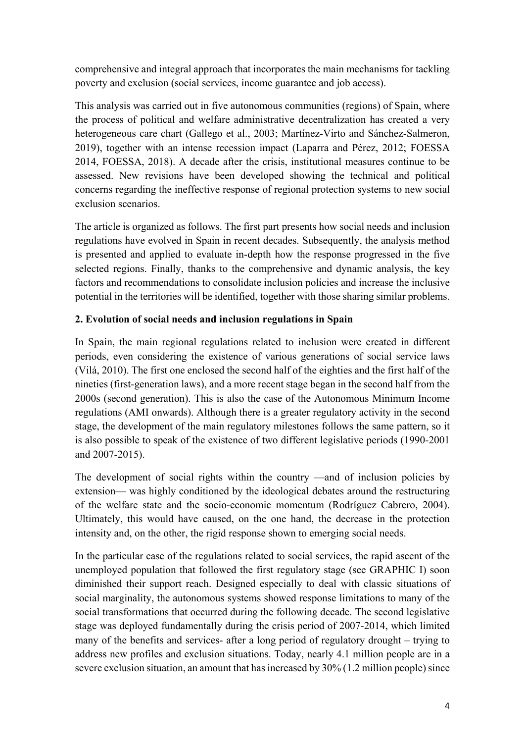comprehensive and integral approach that incorporates the main mechanisms for tackling poverty and exclusion (social services, income guarantee and job access).

This analysis was carried out in five autonomous communities (regions) of Spain, where the process of political and welfare administrative decentralization has created a very heterogeneous care chart (Gallego et al., 2003; Martínez-Virto and Sánchez-Salmeron, 2019), together with an intense recession impact (Laparra and Pérez, 2012; FOESSA 2014, FOESSA, 2018). A decade after the crisis, institutional measures continue to be assessed. New revisions have been developed showing the technical and political concerns regarding the ineffective response of regional protection systems to new social exclusion scenarios.

The article is organized as follows. The first part presents how social needs and inclusion regulations have evolved in Spain in recent decades. Subsequently, the analysis method is presented and applied to evaluate in-depth how the response progressed in the five selected regions. Finally, thanks to the comprehensive and dynamic analysis, the key factors and recommendations to consolidate inclusion policies and increase the inclusive potential in the territories will be identified, together with those sharing similar problems.

## 2. Evolution of social needs and inclusion regulations in Spain

In Spain, the main regional regulations related to inclusion were created in different periods, even considering the existence of various generations of social service laws (Vilá, 2010). The first one enclosed the second half of the eighties and the first half of the nineties (first-generation laws), and a more recent stage began in the second half from the 2000s (second generation). This is also the case of the Autonomous Minimum Income regulations (AMI onwards). Although there is a greater regulatory activity in the second stage, the development of the main regulatory milestones follows the same pattern, so it is also possible to speak of the existence of two different legislative periods (1990-2001 and 2007-2015).

The development of social rights within the country —and of inclusion policies by extension— was highly conditioned by the ideological debates around the restructuring of the welfare state and the socio-economic momentum (Rodríguez Cabrero, 2004). Ultimately, this would have caused, on the one hand, the decrease in the protection intensity and, on the other, the rigid response shown to emerging social needs.

In the particular case of the regulations related to social services, the rapid ascent of the unemployed population that followed the first regulatory stage (see GRAPHIC I) soon diminished their support reach. Designed especially to deal with classic situations of social marginality, the autonomous systems showed response limitations to many of the social transformations that occurred during the following decade. The second legislative stage was deployed fundamentally during the crisis period of 2007-2014, which limited many of the benefits and services- after a long period of regulatory drought – trying to address new profiles and exclusion situations. Today, nearly 4.1 million people are in a severe exclusion situation, an amount that has increased by 30% (1.2 million people) since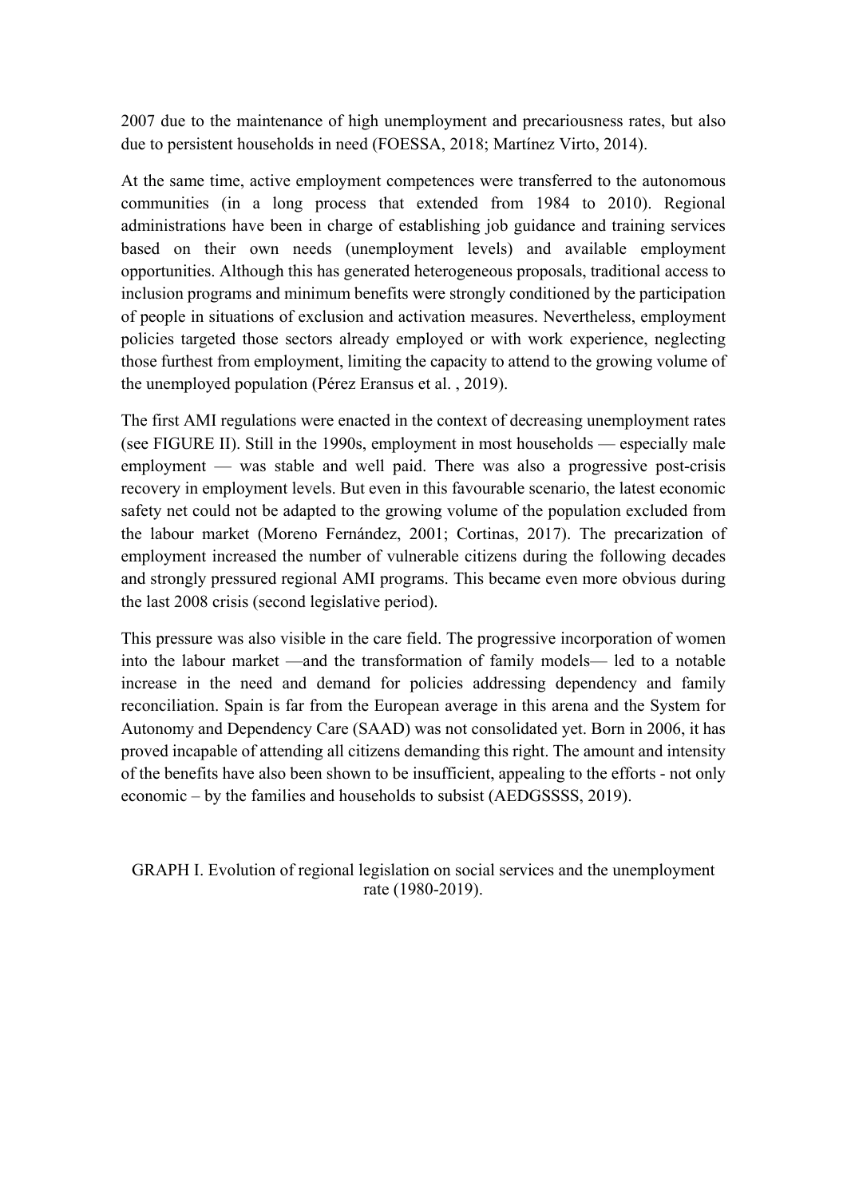2007 due to the maintenance of high unemployment and precariousness rates, but also due to persistent households in need (FOESSA, 2018; Martínez Virto, 2014).

At the same time, active employment competences were transferred to the autonomous communities (in a long process that extended from 1984 to 2010). Regional administrations have been in charge of establishing job guidance and training services based on their own needs (unemployment levels) and available employment opportunities. Although this has generated heterogeneous proposals, traditional access to inclusion programs and minimum benefits were strongly conditioned by the participation of people in situations of exclusion and activation measures. Nevertheless, employment policies targeted those sectors already employed or with work experience, neglecting those furthest from employment, limiting the capacity to attend to the growing volume of the unemployed population (Pérez Eransus et al. , 2019).

The first AMI regulations were enacted in the context of decreasing unemployment rates (see FIGURE II). Still in the 1990s, employment in most households — especially male employment — was stable and well paid. There was also a progressive post-crisis recovery in employment levels. But even in this favourable scenario, the latest economic safety net could not be adapted to the growing volume of the population excluded from the labour market (Moreno Fernández, 2001; Cortinas, 2017). The precarization of employment increased the number of vulnerable citizens during the following decades and strongly pressured regional AMI programs. This became even more obvious during the last 2008 crisis (second legislative period).

This pressure was also visible in the care field. The progressive incorporation of women into the labour market —and the transformation of family models— led to a notable increase in the need and demand for policies addressing dependency and family reconciliation. Spain is far from the European average in this arena and the System for Autonomy and Dependency Care (SAAD) was not consolidated yet. Born in 2006, it has proved incapable of attending all citizens demanding this right. The amount and intensity of the benefits have also been shown to be insufficient, appealing to the efforts - not only economic – by the families and households to subsist (AEDGSSSS, 2019).

GRAPH I. Evolution of regional legislation on social services and the unemployment rate (1980-2019).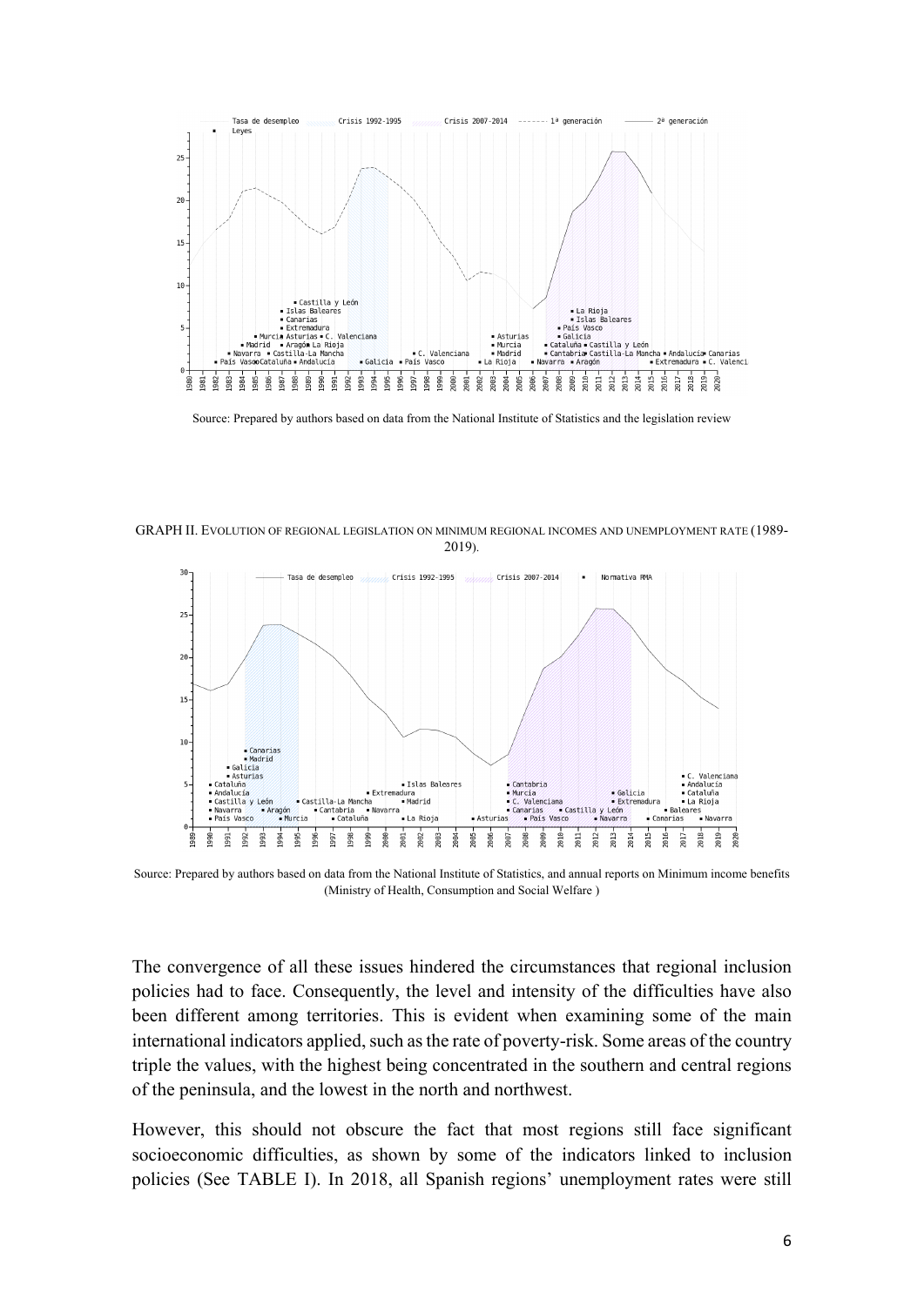Source: Prepared by authors based on data from the National Institute of Statistics and the legislation review

GRAPH II. EVOLUTION OF REGIONAL LEGISLATION ON MINIMUM REGIONAL INCOMES AND UNEMPLOYMENT RATE (1989-2019).

Source: Prepared by authors based on data from the National Institute of Statistics, and annual reports on Minimum income benefits (Ministry of Health, Consumption and Social Welfare )

The convergence of all these issues hindered the circumstances that regional inclusion policies had to face. Consequently, the level and intensity of the difficulties have also been different among territories. This is evident when examining some of the main international indicators applied, such as the rate of poverty-risk. Some areas of the country triple the values, with the highest being concentrated in the southern and central regions of the peninsula, and the lowest in the north and northwest.

However, this should not obscure the fact that most regions still face significant socioeconomic difficulties, as shown by some of the indicators linked to inclusion policies (See TABLE I). In 2018, all Spanish regions' unemployment rates were still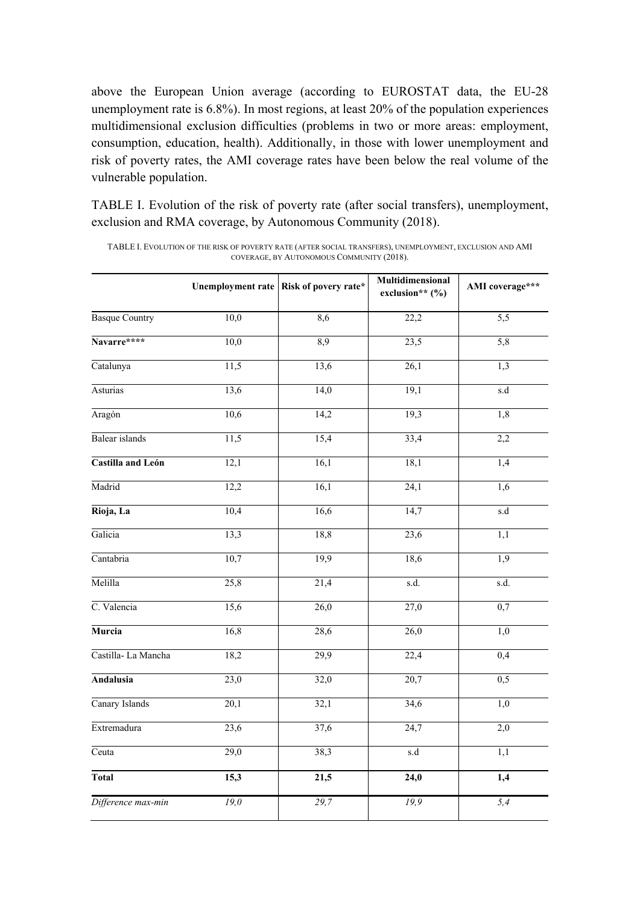above the European Union average (according to EUROSTAT data, the EU-28 unemployment rate is 6.8%). In most regions, at least 20% of the population experiences multidimensional exclusion difficulties (problems in two or more areas: employment, consumption, education, health). Additionally, in those with lower unemployment and risk of poverty rates, the AMI coverage rates have been below the real volume of the vulnerable population.

TABLE I. Evolution of the risk of poverty rate (after social transfers), unemployment, exclusion and RMA coverage, by Autonomous Community (2018).

TABLE I. EVOLUTION OF THE RISK OF POVERTY RATE (AFTER SOCIAL TRANSFERS), UNEMPLOYMENT, EXCLUSION AND AMI COVERAGE, BY AUTONOMOUS COMMUNITY (2018).

| | Unemployment rate | Risk of povery rate* | Multidimensional exclusion** (%) | AMI coverage*** |
|---|---|---|---|---|
| Basque Country | 10,0 | 8,6 | 22,2 | 5,5 |
| **Navarre\*\*\*\*** | 10,0 | 8,9 | 23,5 | 5,8 |
| Catalunya | 11,5 | 13,6 | 26,1 | 1,3 |
| Asturias | 13,6 | 14,0 | 19,1 | s.d |
| Aragón | 10,6 | 14,2 | 19,3 | 1,8 |
| Balear islands | 11,5 | 15,4 | 33,4 | 2,2 |
| **Castilla and León** | 12,1 | 16,1 | 18,1 | 1,4 |
| Madrid | 12,2 | 16,1 | 24,1 | 1,6 |
| **Rioja, La** | 10,4 | 16,6 | 14,7 | s.d |
| Galicia | 13,3 | 18,8 | 23,6 | 1,1 |
| Cantabria | 10,7 | 19,9 | 18,6 | 1,9 |
| Melilla | 25,8 | 21,4 | s.d. | s.d. |
| C. Valencia | 15,6 | 26,0 | 27,0 | 0,7 |
| **Murcia** | 16,8 | 28,6 | 26,0 | 1,0 |
| Castilla- La Mancha | 18,2 | 29,9 | 22,4 | 0,4 |
| **Andalusia** | 23,0 | 32,0 | 20,7 | 0,5 |
| Canary Islands | 20,1 | 32,1 | 34,6 | 1,0 |
| Extremadura | 23,6 | 37,6 | 24,7 | 2,0 |
| Ceuta | 29,0 | 38,3 | s.d | 1,1 |
| **Total** | **15,3** | **21,5** | **24,0** | **1,4** |
| *Difference max-min* | *19,0* | *29,7* | *19,9* | *5,4* |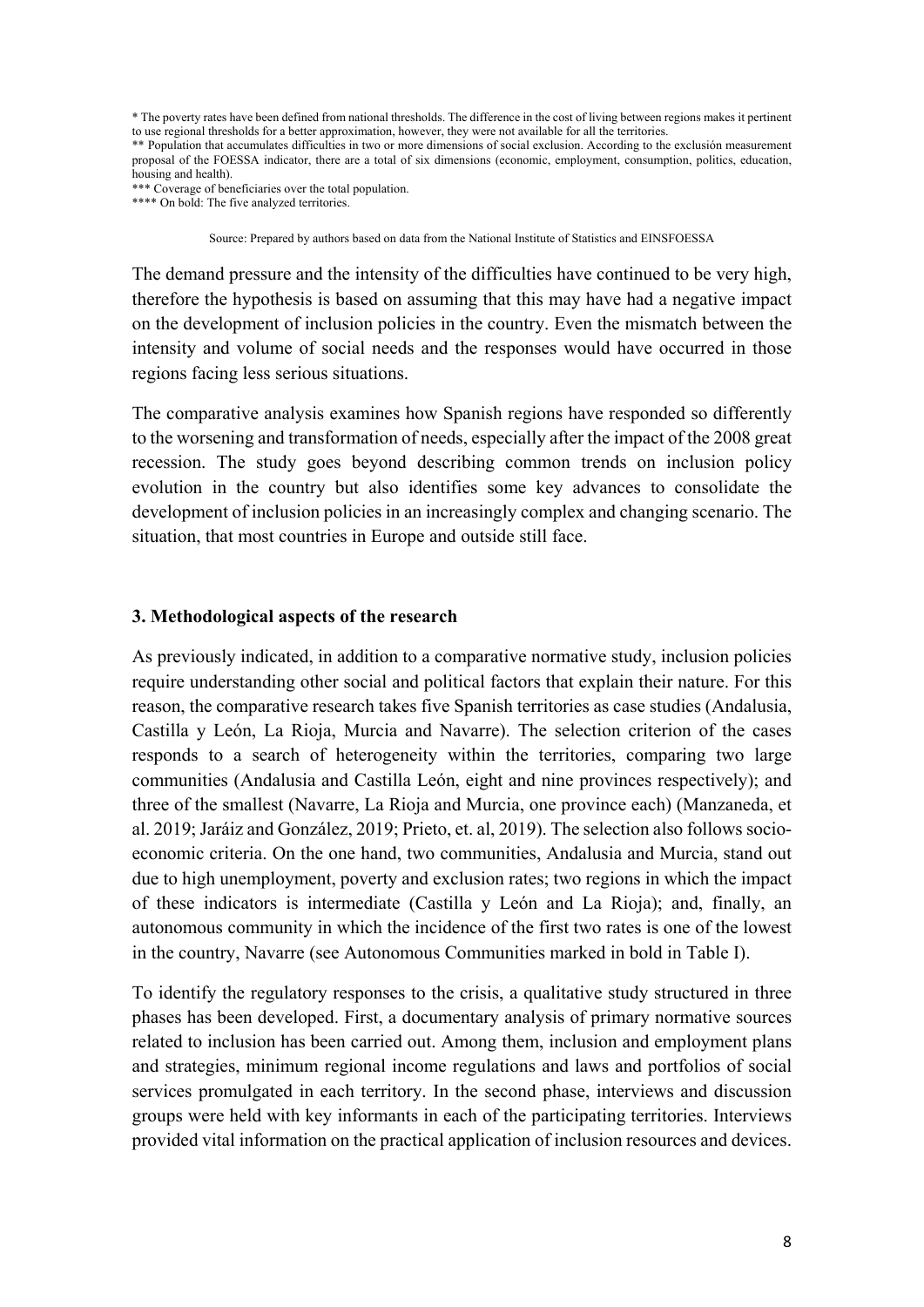* The poverty rates have been defined from national thresholds. The difference in the cost of living between regions makes it pertinent to use regional thresholds for a better approximation, however, they were not available for all the territories.
** Population that accumulates difficulties in two or more dimensions of social exclusion. According to the exclusión measurement proposal of the FOESSA indicator, there are a total of six dimensions (economic, employment, consumption, politics, education, housing and health).
*** Coverage of beneficiaries over the total population.
**** On bold: The five analyzed territories.

Source: Prepared by authors based on data from the National Institute of Statistics and EINSFOESSA

The demand pressure and the intensity of the difficulties have continued to be very high, therefore the hypothesis is based on assuming that this may have had a negative impact on the development of inclusion policies in the country. Even the mismatch between the intensity and volume of social needs and the responses would have occurred in those regions facing less serious situations.

The comparative analysis examines how Spanish regions have responded so differently to the worsening and transformation of needs, especially after the impact of the 2008 great recession. The study goes beyond describing common trends on inclusion policy evolution in the country but also identifies some key advances to consolidate the development of inclusion policies in an increasingly complex and changing scenario. The situation, that most countries in Europe and outside still face.

### 3. Methodological aspects of the research

As previously indicated, in addition to a comparative normative study, inclusion policies require understanding other social and political factors that explain their nature. For this reason, the comparative research takes five Spanish territories as case studies (Andalusia, Castilla y León, La Rioja, Murcia and Navarre). The selection criterion of the cases responds to a search of heterogeneity within the territories, comparing two large communities (Andalusia and Castilla León, eight and nine provinces respectively); and three of the smallest (Navarre, La Rioja and Murcia, one province each) (Manzaneda, et al. 2019; Jaráiz and González, 2019; Prieto, et. al, 2019). The selection also follows socio-economic criteria. On the one hand, two communities, Andalusia and Murcia, stand out due to high unemployment, poverty and exclusion rates; two regions in which the impact of these indicators is intermediate (Castilla y León and La Rioja); and, finally, an autonomous community in which the incidence of the first two rates is one of the lowest in the country, Navarre (see Autonomous Communities marked in bold in Table I).

To identify the regulatory responses to the crisis, a qualitative study structured in three phases has been developed. First, a documentary analysis of primary normative sources related to inclusion has been carried out. Among them, inclusion and employment plans and strategies, minimum regional income regulations and laws and portfolios of social services promulgated in each territory. In the second phase, interviews and discussion groups were held with key informants in each of the participating territories. Interviews provided vital information on the practical application of inclusion resources and devices.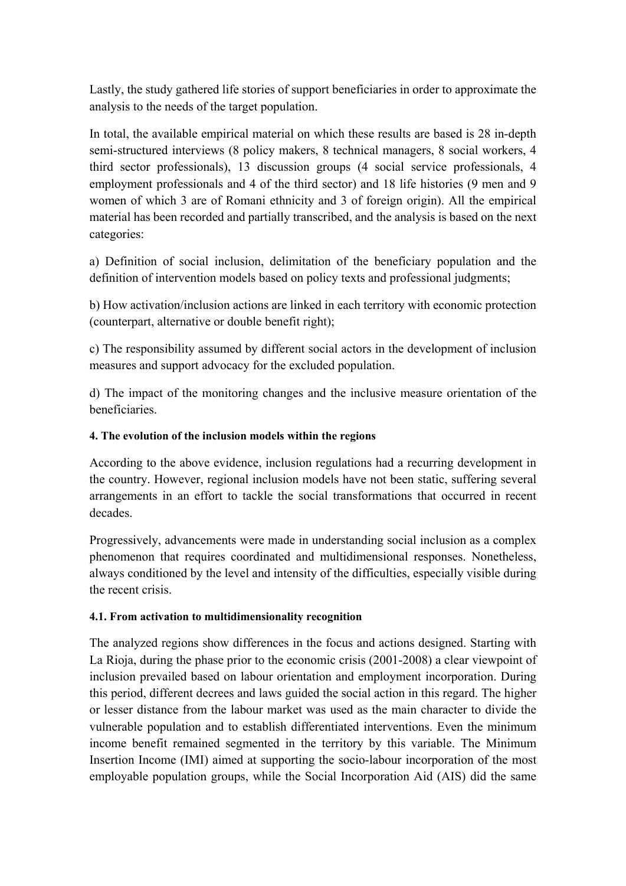Lastly, the study gathered life stories of support beneficiaries in order to approximate the analysis to the needs of the target population.

In total, the available empirical material on which these results are based is 28 in-depth semi-structured interviews (8 policy makers, 8 technical managers, 8 social workers, 4 third sector professionals), 13 discussion groups (4 social service professionals, 4 employment professionals and 4 of the third sector) and 18 life histories (9 men and 9 women of which 3 are of Romani ethnicity and 3 of foreign origin). All the empirical material has been recorded and partially transcribed, and the analysis is based on the next categories:

a) Definition of social inclusion, delimitation of the beneficiary population and the definition of intervention models based on policy texts and professional judgments;

b) How activation/inclusion actions are linked in each territory with economic protection (counterpart, alternative or double benefit right);

c) The responsibility assumed by different social actors in the development of inclusion measures and support advocacy for the excluded population.

d) The impact of the monitoring changes and the inclusive measure orientation of the beneficiaries.

#### 4. The evolution of the inclusion models within the regions

According to the above evidence, inclusion regulations had a recurring development in the country. However, regional inclusion models have not been static, suffering several arrangements in an effort to tackle the social transformations that occurred in recent decades.

Progressively, advancements were made in understanding social inclusion as a complex phenomenon that requires coordinated and multidimensional responses. Nonetheless, always conditioned by the level and intensity of the difficulties, especially visible during the recent crisis.

#### 4.1. From activation to multidimensionality recognition

The analyzed regions show differences in the focus and actions designed. Starting with La Rioja, during the phase prior to the economic crisis (2001-2008) a clear viewpoint of inclusion prevailed based on labour orientation and employment incorporation. During this period, different decrees and laws guided the social action in this regard. The higher or lesser distance from the labour market was used as the main character to divide the vulnerable population and to establish differentiated interventions. Even the minimum income benefit remained segmented in the territory by this variable. The Minimum Insertion Income (IMI) aimed at supporting the socio-labour incorporation of the most employable population groups, while the Social Incorporation Aid (AIS) did the same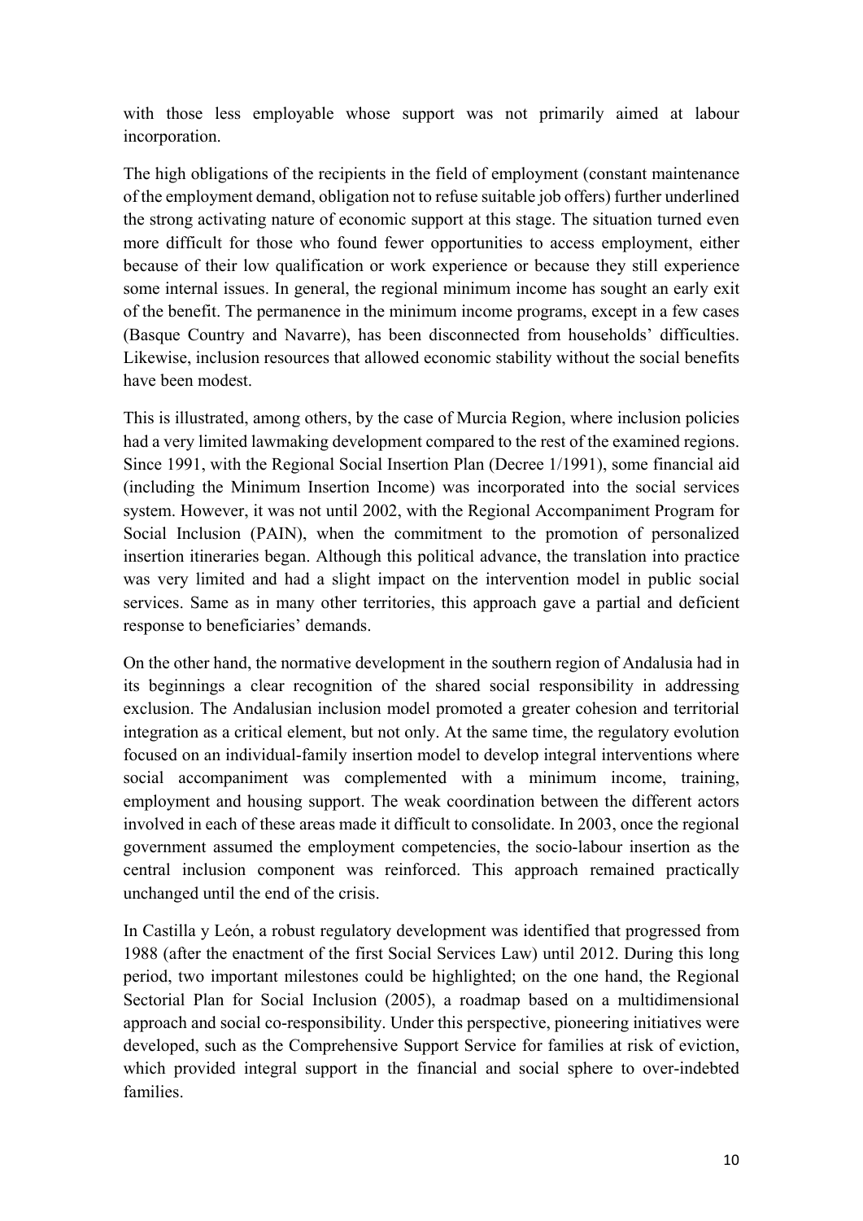with those less employable whose support was not primarily aimed at labour incorporation.

The high obligations of the recipients in the field of employment (constant maintenance of the employment demand, obligation not to refuse suitable job offers) further underlined the strong activating nature of economic support at this stage. The situation turned even more difficult for those who found fewer opportunities to access employment, either because of their low qualification or work experience or because they still experience some internal issues. In general, the regional minimum income has sought an early exit of the benefit. The permanence in the minimum income programs, except in a few cases (Basque Country and Navarre), has been disconnected from households' difficulties. Likewise, inclusion resources that allowed economic stability without the social benefits have been modest.

This is illustrated, among others, by the case of Murcia Region, where inclusion policies had a very limited lawmaking development compared to the rest of the examined regions. Since 1991, with the Regional Social Insertion Plan (Decree 1/1991), some financial aid (including the Minimum Insertion Income) was incorporated into the social services system. However, it was not until 2002, with the Regional Accompaniment Program for Social Inclusion (PAIN), when the commitment to the promotion of personalized insertion itineraries began. Although this political advance, the translation into practice was very limited and had a slight impact on the intervention model in public social services. Same as in many other territories, this approach gave a partial and deficient response to beneficiaries' demands.

On the other hand, the normative development in the southern region of Andalusia had in its beginnings a clear recognition of the shared social responsibility in addressing exclusion. The Andalusian inclusion model promoted a greater cohesion and territorial integration as a critical element, but not only. At the same time, the regulatory evolution focused on an individual-family insertion model to develop integral interventions where social accompaniment was complemented with a minimum income, training, employment and housing support. The weak coordination between the different actors involved in each of these areas made it difficult to consolidate. In 2003, once the regional government assumed the employment competencies, the socio-labour insertion as the central inclusion component was reinforced. This approach remained practically unchanged until the end of the crisis.

In Castilla y León, a robust regulatory development was identified that progressed from 1988 (after the enactment of the first Social Services Law) until 2012. During this long period, two important milestones could be highlighted; on the one hand, the Regional Sectorial Plan for Social Inclusion (2005), a roadmap based on a multidimensional approach and social co-responsibility. Under this perspective, pioneering initiatives were developed, such as the Comprehensive Support Service for families at risk of eviction, which provided integral support in the financial and social sphere to over-indebted families.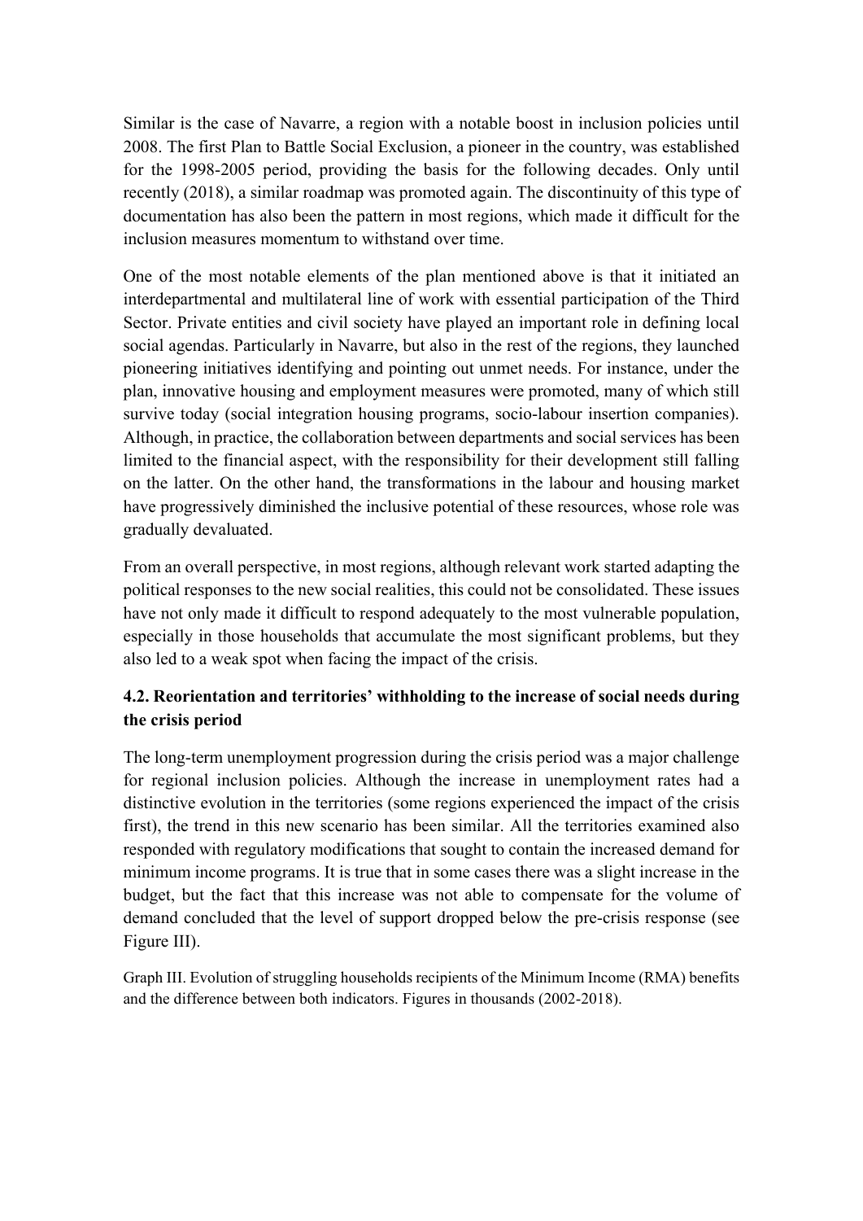Similar is the case of Navarre, a region with a notable boost in inclusion policies until 2008. The first Plan to Battle Social Exclusion, a pioneer in the country, was established for the 1998-2005 period, providing the basis for the following decades. Only until recently (2018), a similar roadmap was promoted again. The discontinuity of this type of documentation has also been the pattern in most regions, which made it difficult for the inclusion measures momentum to withstand over time.

One of the most notable elements of the plan mentioned above is that it initiated an interdepartmental and multilateral line of work with essential participation of the Third Sector. Private entities and civil society have played an important role in defining local social agendas. Particularly in Navarre, but also in the rest of the regions, they launched pioneering initiatives identifying and pointing out unmet needs. For instance, under the plan, innovative housing and employment measures were promoted, many of which still survive today (social integration housing programs, socio-labour insertion companies). Although, in practice, the collaboration between departments and social services has been limited to the financial aspect, with the responsibility for their development still falling on the latter. On the other hand, the transformations in the labour and housing market have progressively diminished the inclusive potential of these resources, whose role was gradually devaluated.

From an overall perspective, in most regions, although relevant work started adapting the political responses to the new social realities, this could not be consolidated. These issues have not only made it difficult to respond adequately to the most vulnerable population, especially in those households that accumulate the most significant problems, but they also led to a weak spot when facing the impact of the crisis.

### 4.2. Reorientation and territories' withholding to the increase of social needs during the crisis period

The long-term unemployment progression during the crisis period was a major challenge for regional inclusion policies. Although the increase in unemployment rates had a distinctive evolution in the territories (some regions experienced the impact of the crisis first), the trend in this new scenario has been similar. All the territories examined also responded with regulatory modifications that sought to contain the increased demand for minimum income programs. It is true that in some cases there was a slight increase in the budget, but the fact that this increase was not able to compensate for the volume of demand concluded that the level of support dropped below the pre-crisis response (see Figure III).

Graph III. Evolution of struggling households recipients of the Minimum Income (RMA) benefits and the difference between both indicators. Figures in thousands (2002-2018).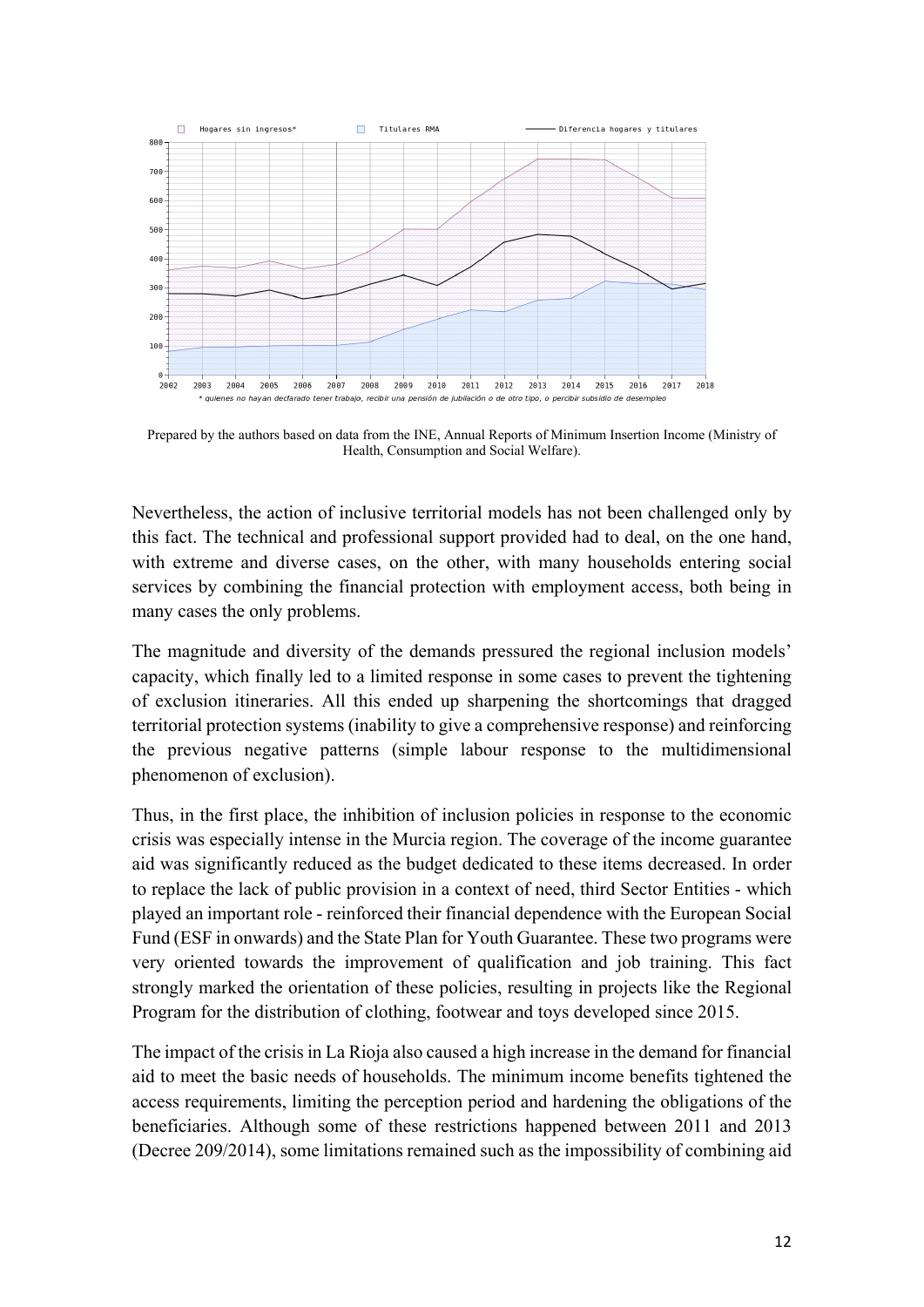Hogares sin ingresos*

Titulares RMA

Diferencia hogares y titulares

800

700

600

500

400

300

200

100

0

2002 2003 2004 2005 2006 2007 2008 2009 2010 2011 2012 2013 2014 2015 2016 2017 2018

* quienes no hayan declarado tener trabajo, recibir una pensión de jubilación o de otro tipo, o percibir subsidio de desempleo

Prepared by the authors based on data from the INE, Annual Reports of Minimum Insertion Income (Ministry of Health, Consumption and Social Welfare).

Nevertheless, the action of inclusive territorial models has not been challenged only by this fact. The technical and professional support provided had to deal, on the one hand, with extreme and diverse cases, on the other, with many households entering social services by combining the financial protection with employment access, both being in many cases the only problems.

The magnitude and diversity of the demands pressured the regional inclusion models' capacity, which finally led to a limited response in some cases to prevent the tightening of exclusion itineraries. All this ended up sharpening the shortcomings that dragged territorial protection systems (inability to give a comprehensive response) and reinforcing the previous negative patterns (simple labour response to the multidimensional phenomenon of exclusion).

Thus, in the first place, the inhibition of inclusion policies in response to the economic crisis was especially intense in the Murcia region. The coverage of the income guarantee aid was significantly reduced as the budget dedicated to these items decreased. In order to replace the lack of public provision in a context of need, third Sector Entities - which played an important role - reinforced their financial dependence with the European Social Fund (ESF in onwards) and the State Plan for Youth Guarantee. These two programs were very oriented towards the improvement of qualification and job training. This fact strongly marked the orientation of these policies, resulting in projects like the Regional Program for the distribution of clothing, footwear and toys developed since 2015.

The impact of the crisis in La Rioja also caused a high increase in the demand for financial aid to meet the basic needs of households. The minimum income benefits tightened the access requirements, limiting the perception period and hardening the obligations of the beneficiaries. Although some of these restrictions happened between 2011 and 2013 (Decree 209/2014), some limitations remained such as the impossibility of combining aid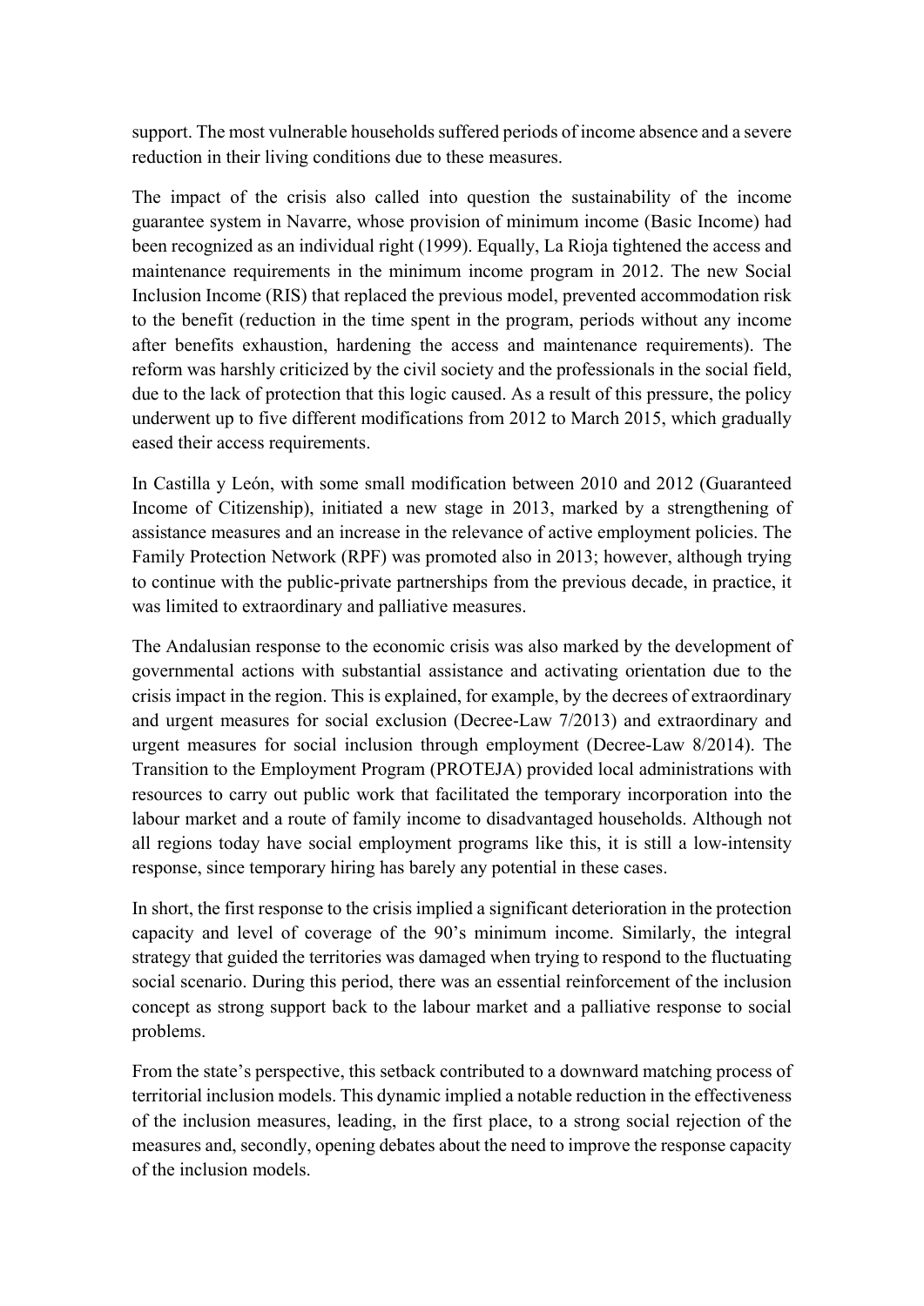support. The most vulnerable households suffered periods of income absence and a severe reduction in their living conditions due to these measures.

The impact of the crisis also called into question the sustainability of the income guarantee system in Navarre, whose provision of minimum income (Basic Income) had been recognized as an individual right (1999). Equally, La Rioja tightened the access and maintenance requirements in the minimum income program in 2012. The new Social Inclusion Income (RIS) that replaced the previous model, prevented accommodation risk to the benefit (reduction in the time spent in the program, periods without any income after benefits exhaustion, hardening the access and maintenance requirements). The reform was harshly criticized by the civil society and the professionals in the social field, due to the lack of protection that this logic caused. As a result of this pressure, the policy underwent up to five different modifications from 2012 to March 2015, which gradually eased their access requirements.

In Castilla y León, with some small modification between 2010 and 2012 (Guaranteed Income of Citizenship), initiated a new stage in 2013, marked by a strengthening of assistance measures and an increase in the relevance of active employment policies. The Family Protection Network (RPF) was promoted also in 2013; however, although trying to continue with the public-private partnerships from the previous decade, in practice, it was limited to extraordinary and palliative measures.

The Andalusian response to the economic crisis was also marked by the development of governmental actions with substantial assistance and activating orientation due to the crisis impact in the region. This is explained, for example, by the decrees of extraordinary and urgent measures for social exclusion (Decree-Law 7/2013) and extraordinary and urgent measures for social inclusion through employment (Decree-Law 8/2014). The Transition to the Employment Program (PROTEJA) provided local administrations with resources to carry out public work that facilitated the temporary incorporation into the labour market and a route of family income to disadvantaged households. Although not all regions today have social employment programs like this, it is still a low-intensity response, since temporary hiring has barely any potential in these cases.

In short, the first response to the crisis implied a significant deterioration in the protection capacity and level of coverage of the 90's minimum income. Similarly, the integral strategy that guided the territories was damaged when trying to respond to the fluctuating social scenario. During this period, there was an essential reinforcement of the inclusion concept as strong support back to the labour market and a palliative response to social problems.

From the state's perspective, this setback contributed to a downward matching process of territorial inclusion models. This dynamic implied a notable reduction in the effectiveness of the inclusion measures, leading, in the first place, to a strong social rejection of the measures and, secondly, opening debates about the need to improve the response capacity of the inclusion models.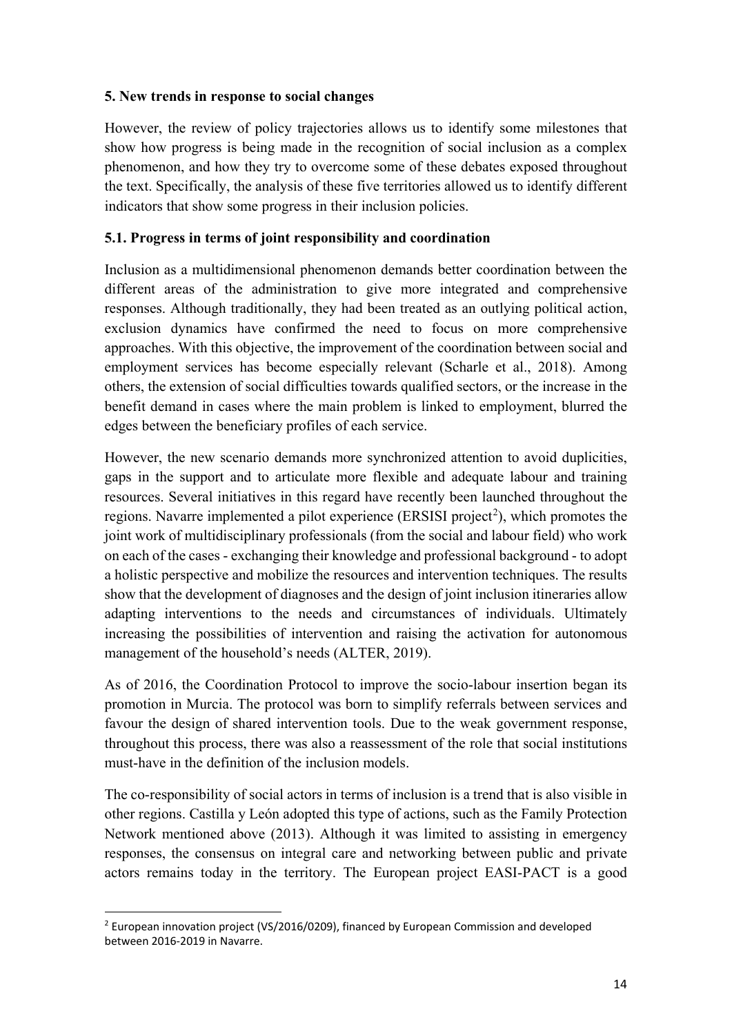## 5. New trends in response to social changes

However, the review of policy trajectories allows us to identify some milestones that show how progress is being made in the recognition of social inclusion as a complex phenomenon, and how they try to overcome some of these debates exposed throughout the text. Specifically, the analysis of these five territories allowed us to identify different indicators that show some progress in their inclusion policies.

### 5.1. Progress in terms of joint responsibility and coordination

Inclusion as a multidimensional phenomenon demands better coordination between the different areas of the administration to give more integrated and comprehensive responses. Although traditionally, they had been treated as an outlying political action, exclusion dynamics have confirmed the need to focus on more comprehensive approaches. With this objective, the improvement of the coordination between social and employment services has become especially relevant (Scharle et al., 2018). Among others, the extension of social difficulties towards qualified sectors, or the increase in the benefit demand in cases where the main problem is linked to employment, blurred the edges between the beneficiary profiles of each service.

However, the new scenario demands more synchronized attention to avoid duplicities, gaps in the support and to articulate more flexible and adequate labour and training resources. Several initiatives in this regard have recently been launched throughout the regions. Navarre implemented a pilot experience (ERSISI project[2]), which promotes the joint work of multidisciplinary professionals (from the social and labour field) who work on each of the cases - exchanging their knowledge and professional background - to adopt a holistic perspective and mobilize the resources and intervention techniques. The results show that the development of diagnoses and the design of joint inclusion itineraries allow adapting interventions to the needs and circumstances of individuals. Ultimately increasing the possibilities of intervention and raising the activation for autonomous management of the household's needs (ALTER, 2019).

As of 2016, the Coordination Protocol to improve the socio-labour insertion began its promotion in Murcia. The protocol was born to simplify referrals between services and favour the design of shared intervention tools. Due to the weak government response, throughout this process, there was also a reassessment of the role that social institutions must-have in the definition of the inclusion models.

The co-responsibility of social actors in terms of inclusion is a trend that is also visible in other regions. Castilla y León adopted this type of actions, such as the Family Protection Network mentioned above (2013). Although it was limited to assisting in emergency responses, the consensus on integral care and networking between public and private actors remains today in the territory. The European project EASI-PACT is a good

---

[2] European innovation project (VS/2016/0209), financed by European Commission and developed between 2016-2019 in Navarre.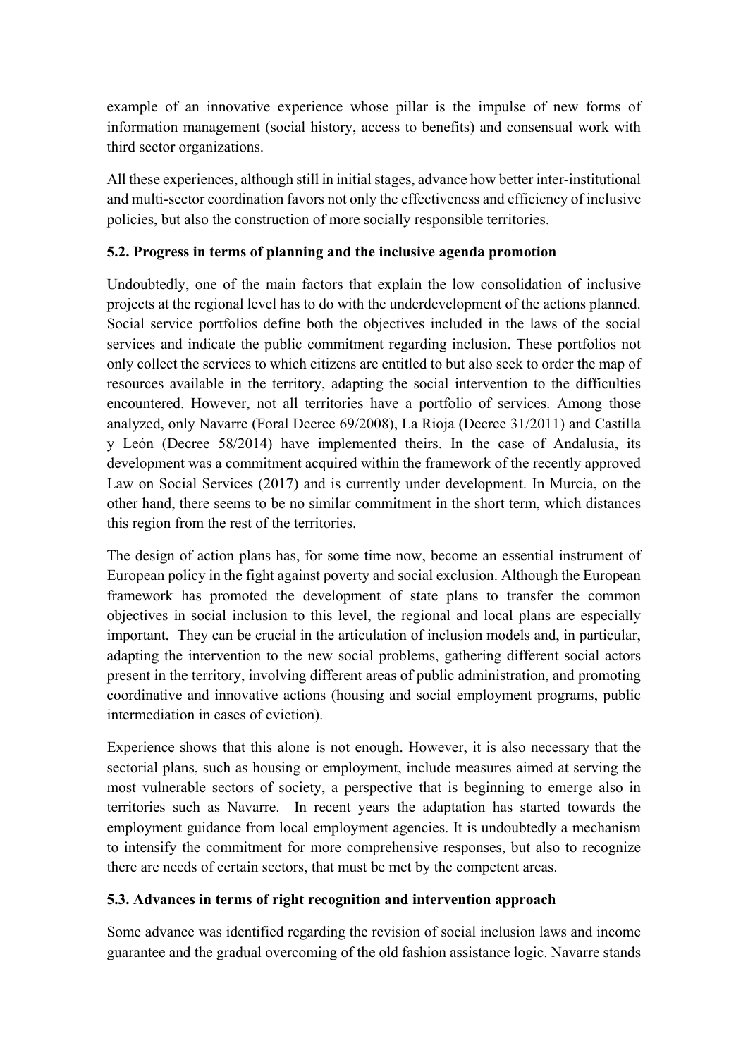example of an innovative experience whose pillar is the impulse of new forms of information management (social history, access to benefits) and consensual work with third sector organizations.

All these experiences, although still in initial stages, advance how better inter-institutional and multi-sector coordination favors not only the effectiveness and efficiency of inclusive policies, but also the construction of more socially responsible territories.

### 5.2. Progress in terms of planning and the inclusive agenda promotion

Undoubtedly, one of the main factors that explain the low consolidation of inclusive projects at the regional level has to do with the underdevelopment of the actions planned. Social service portfolios define both the objectives included in the laws of the social services and indicate the public commitment regarding inclusion. These portfolios not only collect the services to which citizens are entitled to but also seek to order the map of resources available in the territory, adapting the social intervention to the difficulties encountered. However, not all territories have a portfolio of services. Among those analyzed, only Navarre (Foral Decree 69/2008), La Rioja (Decree 31/2011) and Castilla y León (Decree 58/2014) have implemented theirs. In the case of Andalusia, its development was a commitment acquired within the framework of the recently approved Law on Social Services (2017) and is currently under development. In Murcia, on the other hand, there seems to be no similar commitment in the short term, which distances this region from the rest of the territories.

The design of action plans has, for some time now, become an essential instrument of European policy in the fight against poverty and social exclusion. Although the European framework has promoted the development of state plans to transfer the common objectives in social inclusion to this level, the regional and local plans are especially important. They can be crucial in the articulation of inclusion models and, in particular, adapting the intervention to the new social problems, gathering different social actors present in the territory, involving different areas of public administration, and promoting coordinative and innovative actions (housing and social employment programs, public intermediation in cases of eviction).

Experience shows that this alone is not enough. However, it is also necessary that the sectorial plans, such as housing or employment, include measures aimed at serving the most vulnerable sectors of society, a perspective that is beginning to emerge also in territories such as Navarre. In recent years the adaptation has started towards the employment guidance from local employment agencies. It is undoubtedly a mechanism to intensify the commitment for more comprehensive responses, but also to recognize there are needs of certain sectors, that must be met by the competent areas.

### 5.3. Advances in terms of right recognition and intervention approach

Some advance was identified regarding the revision of social inclusion laws and income guarantee and the gradual overcoming of the old fashion assistance logic. Navarre stands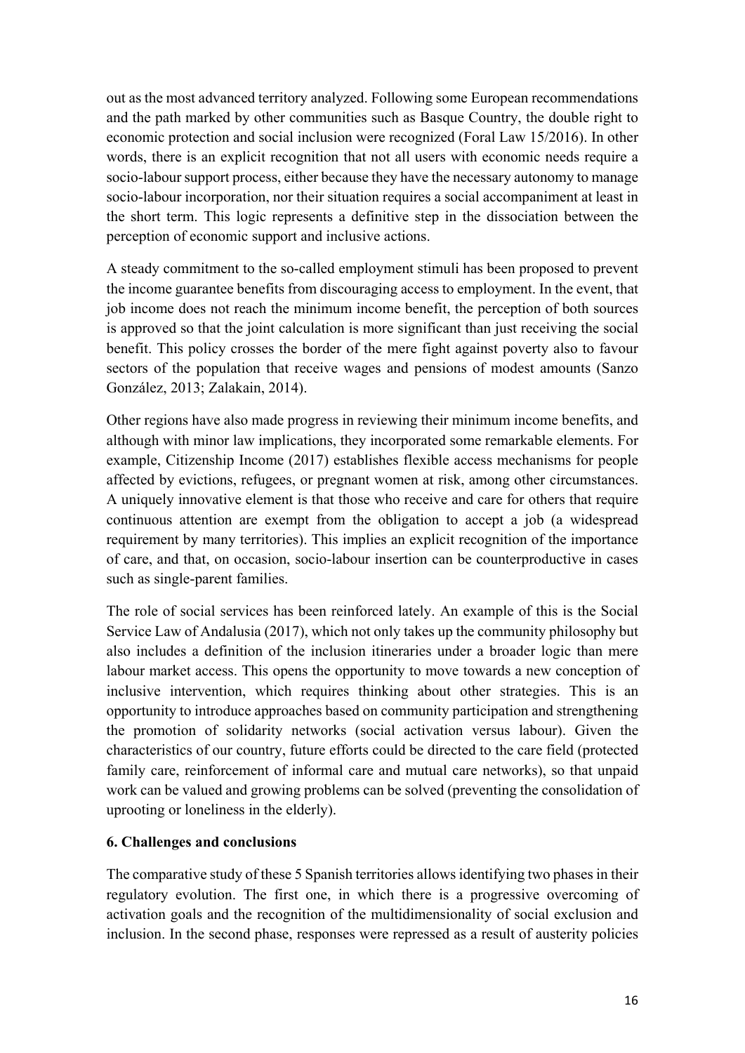out as the most advanced territory analyzed. Following some European recommendations and the path marked by other communities such as Basque Country, the double right to economic protection and social inclusion were recognized (Foral Law 15/2016). In other words, there is an explicit recognition that not all users with economic needs require a socio-labour support process, either because they have the necessary autonomy to manage socio-labour incorporation, nor their situation requires a social accompaniment at least in the short term. This logic represents a definitive step in the dissociation between the perception of economic support and inclusive actions.

A steady commitment to the so-called employment stimuli has been proposed to prevent the income guarantee benefits from discouraging access to employment. In the event, that job income does not reach the minimum income benefit, the perception of both sources is approved so that the joint calculation is more significant than just receiving the social benefit. This policy crosses the border of the mere fight against poverty also to favour sectors of the population that receive wages and pensions of modest amounts (Sanzo González, 2013; Zalakain, 2014).

Other regions have also made progress in reviewing their minimum income benefits, and although with minor law implications, they incorporated some remarkable elements. For example, Citizenship Income (2017) establishes flexible access mechanisms for people affected by evictions, refugees, or pregnant women at risk, among other circumstances. A uniquely innovative element is that those who receive and care for others that require continuous attention are exempt from the obligation to accept a job (a widespread requirement by many territories). This implies an explicit recognition of the importance of care, and that, on occasion, socio-labour insertion can be counterproductive in cases such as single-parent families.

The role of social services has been reinforced lately. An example of this is the Social Service Law of Andalusia (2017), which not only takes up the community philosophy but also includes a definition of the inclusion itineraries under a broader logic than mere labour market access. This opens the opportunity to move towards a new conception of inclusive intervention, which requires thinking about other strategies. This is an opportunity to introduce approaches based on community participation and strengthening the promotion of solidarity networks (social activation versus labour). Given the characteristics of our country, future efforts could be directed to the care field (protected family care, reinforcement of informal care and mutual care networks), so that unpaid work can be valued and growing problems can be solved (preventing the consolidation of uprooting or loneliness in the elderly).

## 6. Challenges and conclusions

The comparative study of these 5 Spanish territories allows identifying two phases in their regulatory evolution. The first one, in which there is a progressive overcoming of activation goals and the recognition of the multidimensionality of social exclusion and inclusion. In the second phase, responses were repressed as a result of austerity policies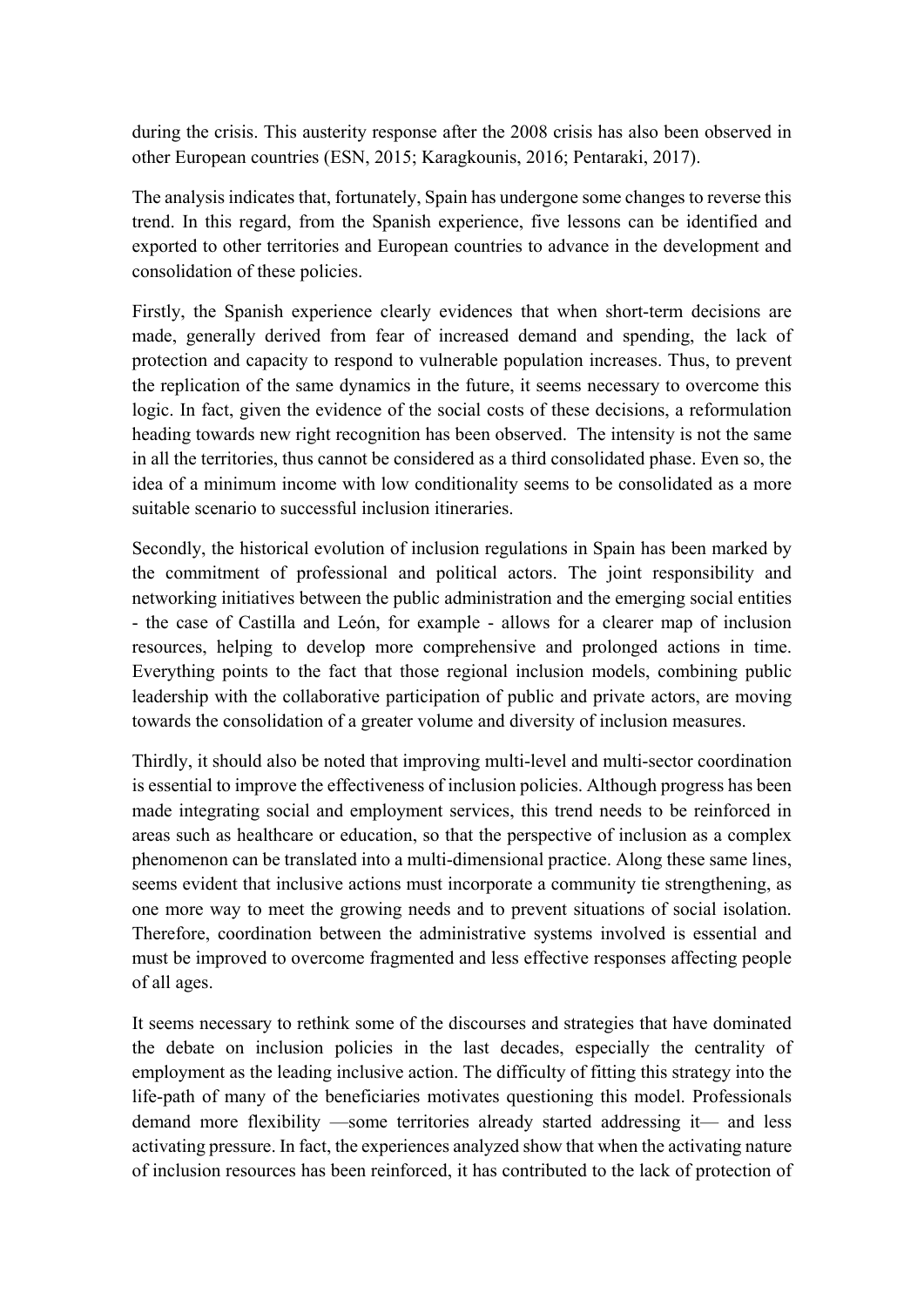during the crisis. This austerity response after the 2008 crisis has also been observed in other European countries (ESN, 2015; Karagkounis, 2016; Pentaraki, 2017).

The analysis indicates that, fortunately, Spain has undergone some changes to reverse this trend. In this regard, from the Spanish experience, five lessons can be identified and exported to other territories and European countries to advance in the development and consolidation of these policies.

Firstly, the Spanish experience clearly evidences that when short-term decisions are made, generally derived from fear of increased demand and spending, the lack of protection and capacity to respond to vulnerable population increases. Thus, to prevent the replication of the same dynamics in the future, it seems necessary to overcome this logic. In fact, given the evidence of the social costs of these decisions, a reformulation heading towards new right recognition has been observed. The intensity is not the same in all the territories, thus cannot be considered as a third consolidated phase. Even so, the idea of a minimum income with low conditionality seems to be consolidated as a more suitable scenario to successful inclusion itineraries.

Secondly, the historical evolution of inclusion regulations in Spain has been marked by the commitment of professional and political actors. The joint responsibility and networking initiatives between the public administration and the emerging social entities - the case of Castilla and León, for example - allows for a clearer map of inclusion resources, helping to develop more comprehensive and prolonged actions in time. Everything points to the fact that those regional inclusion models, combining public leadership with the collaborative participation of public and private actors, are moving towards the consolidation of a greater volume and diversity of inclusion measures.

Thirdly, it should also be noted that improving multi-level and multi-sector coordination is essential to improve the effectiveness of inclusion policies. Although progress has been made integrating social and employment services, this trend needs to be reinforced in areas such as healthcare or education, so that the perspective of inclusion as a complex phenomenon can be translated into a multi-dimensional practice. Along these same lines, seems evident that inclusive actions must incorporate a community tie strengthening, as one more way to meet the growing needs and to prevent situations of social isolation. Therefore, coordination between the administrative systems involved is essential and must be improved to overcome fragmented and less effective responses affecting people of all ages.

It seems necessary to rethink some of the discourses and strategies that have dominated the debate on inclusion policies in the last decades, especially the centrality of employment as the leading inclusive action. The difficulty of fitting this strategy into the life-path of many of the beneficiaries motivates questioning this model. Professionals demand more flexibility —some territories already started addressing it— and less activating pressure. In fact, the experiences analyzed show that when the activating nature of inclusion resources has been reinforced, it has contributed to the lack of protection of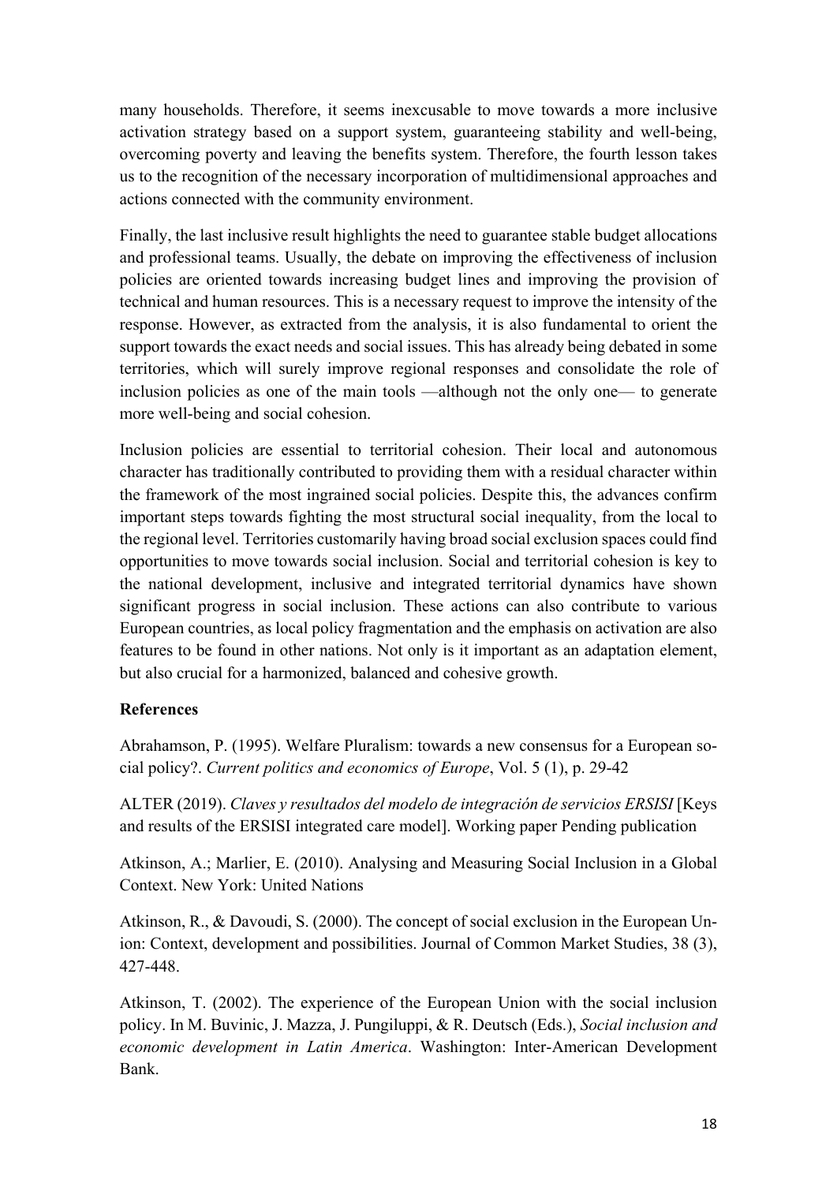many households. Therefore, it seems inexcusable to move towards a more inclusive activation strategy based on a support system, guaranteeing stability and well-being, overcoming poverty and leaving the benefits system. Therefore, the fourth lesson takes us to the recognition of the necessary incorporation of multidimensional approaches and actions connected with the community environment.

Finally, the last inclusive result highlights the need to guarantee stable budget allocations and professional teams. Usually, the debate on improving the effectiveness of inclusion policies are oriented towards increasing budget lines and improving the provision of technical and human resources. This is a necessary request to improve the intensity of the response. However, as extracted from the analysis, it is also fundamental to orient the support towards the exact needs and social issues. This has already being debated in some territories, which will surely improve regional responses and consolidate the role of inclusion policies as one of the main tools —although not the only one— to generate more well-being and social cohesion.

Inclusion policies are essential to territorial cohesion. Their local and autonomous character has traditionally contributed to providing them with a residual character within the framework of the most ingrained social policies. Despite this, the advances confirm important steps towards fighting the most structural social inequality, from the local to the regional level. Territories customarily having broad social exclusion spaces could find opportunities to move towards social inclusion. Social and territorial cohesion is key to the national development, inclusive and integrated territorial dynamics have shown significant progress in social inclusion. These actions can also contribute to various European countries, as local policy fragmentation and the emphasis on activation are also features to be found in other nations. Not only is it important as an adaptation element, but also crucial for a harmonized, balanced and cohesive growth.

**References**

Abrahamson, P. (1995). Welfare Pluralism: towards a new consensus for a European social policy?. *Current politics and economics of Europe*, Vol. 5 (1), p. 29-42

ALTER (2019). *Claves y resultados del modelo de integración de servicios ERSISI* [Keys and results of the ERSISI integrated care model]. Working paper Pending publication

Atkinson, A.; Marlier, E. (2010). Analysing and Measuring Social Inclusion in a Global Context. New York: United Nations

Atkinson, R., & Davoudi, S. (2000). The concept of social exclusion in the European Union: Context, development and possibilities. Journal of Common Market Studies, 38 (3), 427-448.

Atkinson, T. (2002). The experience of the European Union with the social inclusion policy. In M. Buvinic, J. Mazza, J. Pungiluppi, & R. Deutsch (Eds.), *Social inclusion and economic development in Latin America*. Washington: Inter-American Development Bank.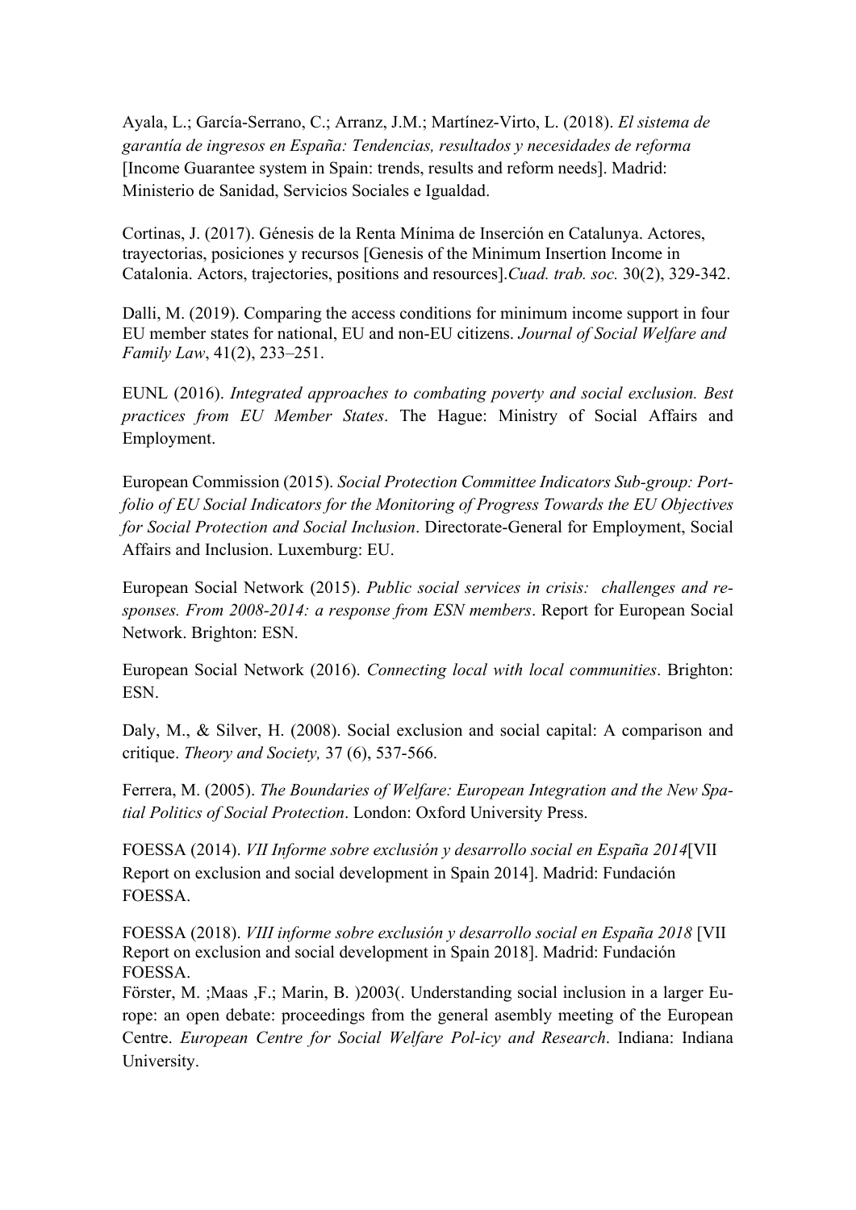Ayala, L.; García-Serrano, C.; Arranz, J.M.; Martínez-Virto, L. (2018). *El sistema de garantía de ingresos en España: Tendencias, resultados y necesidades de reforma* [Income Guarantee system in Spain: trends, results and reform needs]. Madrid: Ministerio de Sanidad, Servicios Sociales e Igualdad.

Cortinas, J. (2017). Génesis de la Renta Mínima de Inserción en Catalunya. Actores, trayectorias, posiciones y recursos [Genesis of the Minimum Insertion Income in Catalonia. Actors, trajectories, positions and resources].*Cuad. trab. soc.* 30(2), 329-342.

Dalli, M. (2019). Comparing the access conditions for minimum income support in four EU member states for national, EU and non-EU citizens. *Journal of Social Welfare and Family Law*, 41(2), 233–251.

EUNL (2016). *Integrated approaches to combating poverty and social exclusion. Best practices from EU Member States*. The Hague: Ministry of Social Affairs and Employment.

European Commission (2015). *Social Protection Committee Indicators Sub-group: Port-folio of EU Social Indicators for the Monitoring of Progress Towards the EU Objectives for Social Protection and Social Inclusion*. Directorate-General for Employment, Social Affairs and Inclusion. Luxemburg: EU.

European Social Network (2015). *Public social services in crisis: challenges and re-sponses. From 2008-2014: a response from ESN members*. Report for European Social Network. Brighton: ESN.

European Social Network (2016). *Connecting local with local communities*. Brighton: ESN.

Daly, M., & Silver, H. (2008). Social exclusion and social capital: A comparison and critique. *Theory and Society,* 37 (6), 537-566.

Ferrera, M. (2005). *The Boundaries of Welfare: European Integration and the New Spa-tial Politics of Social Protection*. London: Oxford University Press.

FOESSA (2014). *VII Informe sobre exclusión y desarrollo social en España 2014*[VII Report on exclusion and social development in Spain 2014]. Madrid: Fundación FOESSA.

FOESSA (2018). *VIII informe sobre exclusión y desarrollo social en España 2018* [VII Report on exclusion and social development in Spain 2018]. Madrid: Fundación FOESSA.

Förster, M. ;Maas ,F.; Marin, B. )2003(. Understanding social inclusion in a larger Eu-rope: an open debate: proceedings from the general asembly meeting of the European Centre. *European Centre for Social Welfare Pol-icy and Research*. Indiana: Indiana University.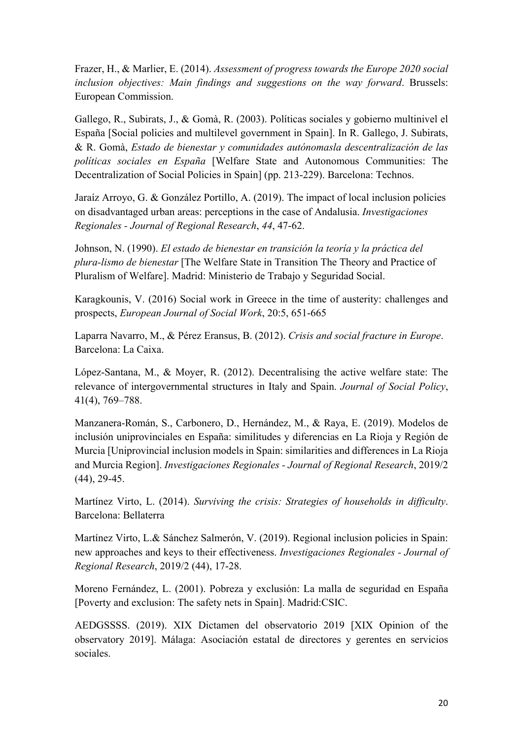Frazer, H., & Marlier, E. (2014). *Assessment of progress towards the Europe 2020 social inclusion objectives: Main findings and suggestions on the way forward*. Brussels: European Commission.

Gallego, R., Subirats, J., & Gomà, R. (2003). Políticas sociales y gobierno multinivel el España [Social policies and multilevel government in Spain]. In R. Gallego, J. Subirats, & R. Gomà, *Estado de bienestar y comunidades autónomasla descentralización de las políticas sociales en España* [Welfare State and Autonomous Communities: The Decentralization of Social Policies in Spain] (pp. 213-229). Barcelona: Technos.

Jaraíz Arroyo, G. & González Portillo, A. (2019). The impact of local inclusion policies on disadvantaged urban areas: perceptions in the case of Andalusia. *Investigaciones Regionales - Journal of Regional Research*, *44*, 47-62.

Johnson, N. (1990). *El estado de bienestar en transición la teoría y la práctica del plura-lismo de bienestar* [The Welfare State in Transition The Theory and Practice of Pluralism of Welfare]. Madrid: Ministerio de Trabajo y Seguridad Social.

Karagkounis, V. (2016) Social work in Greece in the time of austerity: challenges and prospects, *European Journal of Social Work*, 20:5, 651-665

Laparra Navarro, M., & Pérez Eransus, B. (2012). *Crisis and social fracture in Europe*. Barcelona: La Caixa.

López-Santana, M., & Moyer, R. (2012). Decentralising the active welfare state: The relevance of intergovernmental structures in Italy and Spain. *Journal of Social Policy*, 41(4), 769–788.

Manzanera-Román, S., Carbonero, D., Hernández, M., & Raya, E. (2019). Modelos de inclusión uniprovinciales en España: similitudes y diferencias en La Rioja y Región de Murcia [Uniprovincial inclusion models in Spain: similarities and differences in La Rioja and Murcia Region]. *Investigaciones Regionales - Journal of Regional Research*, 2019/2 (44), 29-45.

Martínez Virto, L. (2014). *Surviving the crisis: Strategies of households in difficulty*. Barcelona: Bellaterra

Martínez Virto, L.& Sánchez Salmerón, V. (2019). Regional inclusion policies in Spain: new approaches and keys to their effectiveness. *Investigaciones Regionales - Journal of Regional Research*, 2019/2 (44), 17-28.

Moreno Fernández, L. (2001). Pobreza y exclusión: La malla de seguridad en España [Poverty and exclusion: The safety nets in Spain]. Madrid:CSIC.

AEDGSSSS. (2019). XIX Dictamen del observatorio 2019 [XIX Opinion of the observatory 2019]. Málaga: Asociación estatal de directores y gerentes en servicios sociales.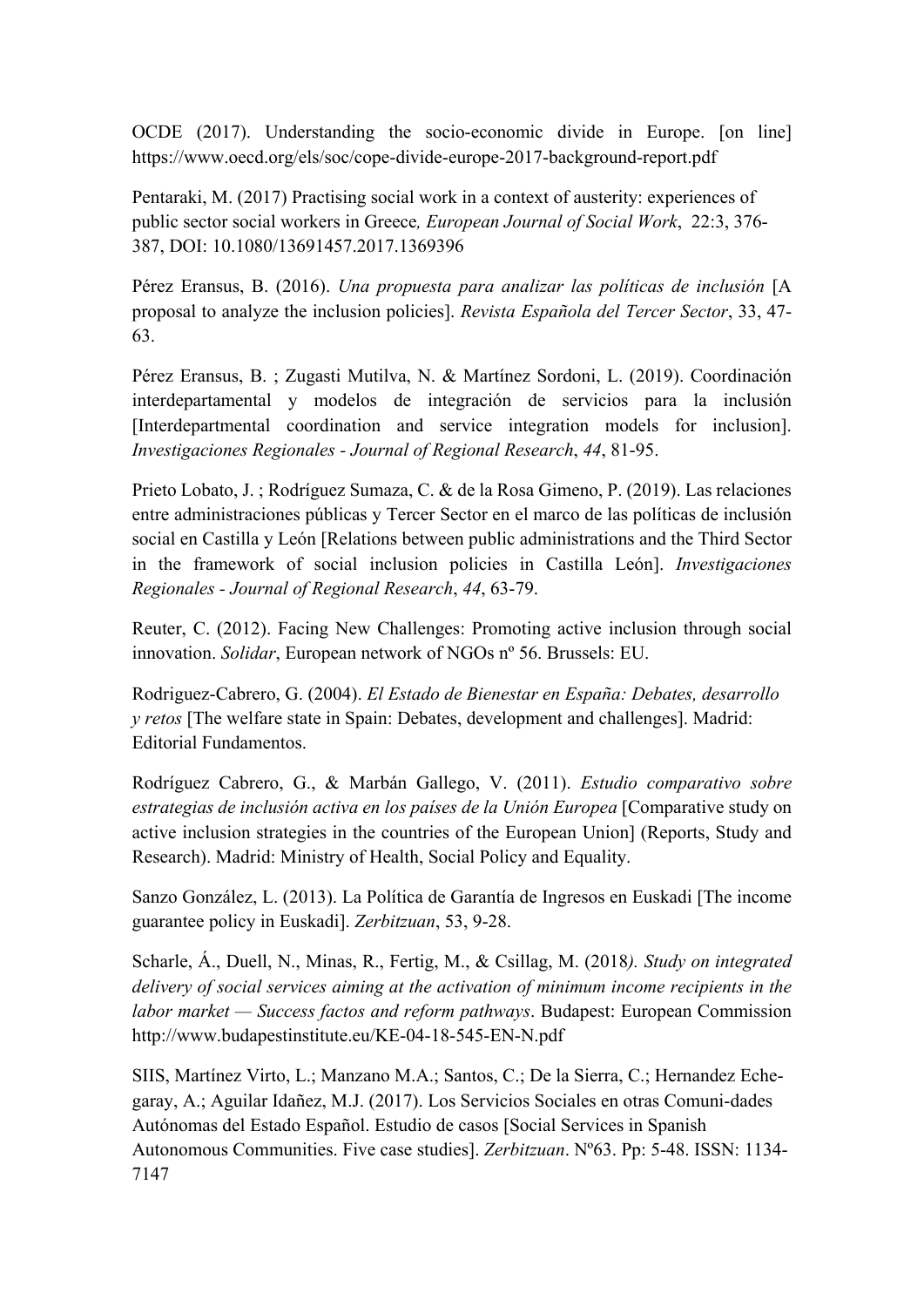OCDE (2017). Understanding the socio-economic divide in Europe. [on line] https://www.oecd.org/els/soc/cope-divide-europe-2017-background-report.pdf

Pentaraki, M. (2017) Practising social work in a context of austerity: experiences of public sector social workers in Greece*, European Journal of Social Work*, 22:3, 376-387, DOI: 10.1080/13691457.2017.1369396

Pérez Eransus, B. (2016). *Una propuesta para analizar las políticas de inclusión* [A proposal to analyze the inclusion policies]. *Revista Española del Tercer Sector*, 33, 47-63.

Pérez Eransus, B. ; Zugasti Mutilva, N. & Martínez Sordoni, L. (2019). Coordinación interdepartamental y modelos de integración de servicios para la inclusión [Interdepartmental coordination and service integration models for inclusion]. *Investigaciones Regionales - Journal of Regional Research*, *44*, 81-95.

Prieto Lobato, J. ; Rodríguez Sumaza, C. & de la Rosa Gimeno, P. (2019). Las relaciones entre administraciones públicas y Tercer Sector en el marco de las políticas de inclusión social en Castilla y León [Relations between public administrations and the Third Sector in the framework of social inclusion policies in Castilla León]. *Investigaciones Regionales - Journal of Regional Research*, *44*, 63-79.

Reuter, C. (2012). Facing New Challenges: Promoting active inclusion through social innovation. *Solidar*, European network of NGOs nº 56. Brussels: EU.

Rodriguez-Cabrero, G. (2004). *El Estado de Bienestar en España: Debates, desarrollo y retos* [The welfare state in Spain: Debates, development and challenges]. Madrid: Editorial Fundamentos.

Rodríguez Cabrero, G., & Marbán Gallego, V. (2011). *Estudio comparativo sobre estrategias de inclusión activa en los países de la Unión Europea* [Comparative study on active inclusion strategies in the countries of the European Union] (Reports, Study and Research). Madrid: Ministry of Health, Social Policy and Equality.

Sanzo González, L. (2013). La Política de Garantía de Ingresos en Euskadi [The income guarantee policy in Euskadi]. *Zerbitzuan*, 53, 9-28.

Scharle, Á., Duell, N., Minas, R., Fertig, M., & Csillag, M. (2018*). Study on integrated delivery of social services aiming at the activation of minimum income recipients in the labor market — Success factos and reform pathways*. Budapest: European Commission http://www.budapestinstitute.eu/KE-04-18-545-EN-N.pdf

SIIS, Martínez Virto, L.; Manzano M.A.; Santos, C.; De la Sierra, C.; Hernandez Eche-garay, A.; Aguilar Idañez, M.J. (2017). Los Servicios Sociales en otras Comuni-dades Autónomas del Estado Español. Estudio de casos [Social Services in Spanish Autonomous Communities. Five case studies]. *Zerbitzuan*. Nº63. Pp: 5-48. ISSN: 1134-7147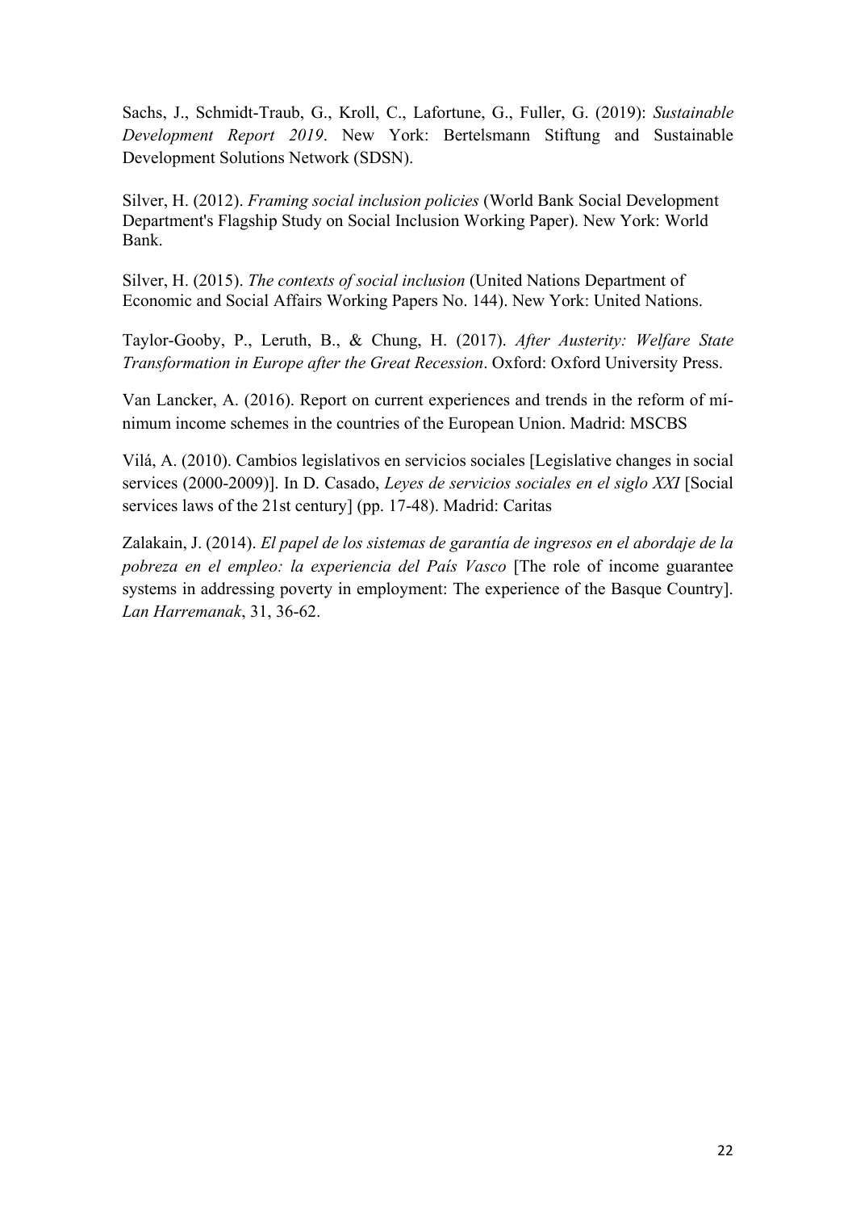Sachs, J., Schmidt-Traub, G., Kroll, C., Lafortune, G., Fuller, G. (2019): *Sustainable Development Report 2019*. New York: Bertelsmann Stiftung and Sustainable Development Solutions Network (SDSN).

Silver, H. (2012). *Framing social inclusion policies* (World Bank Social Development Department's Flagship Study on Social Inclusion Working Paper). New York: World Bank.

Silver, H. (2015). *The contexts of social inclusion* (United Nations Department of Economic and Social Affairs Working Papers No. 144). New York: United Nations.

Taylor-Gooby, P., Leruth, B., & Chung, H. (2017). *After Austerity: Welfare State Transformation in Europe after the Great Recession*. Oxford: Oxford University Press.

Van Lancker, A. (2016). Report on current experiences and trends in the reform of mínimum income schemes in the countries of the European Union. Madrid: MSCBS

Vilá, A. (2010). Cambios legislativos en servicios sociales [Legislative changes in social services (2000-2009)]. In D. Casado, *Leyes de servicios sociales en el siglo XXI* [Social services laws of the 21st century] (pp. 17-48). Madrid: Caritas

Zalakain, J. (2014). *El papel de los sistemas de garantía de ingresos en el abordaje de la pobreza en el empleo: la experiencia del País Vasco* [The role of income guarantee systems in addressing poverty in employment: The experience of the Basque Country]. *Lan Harremanak*, 31, 36-62.